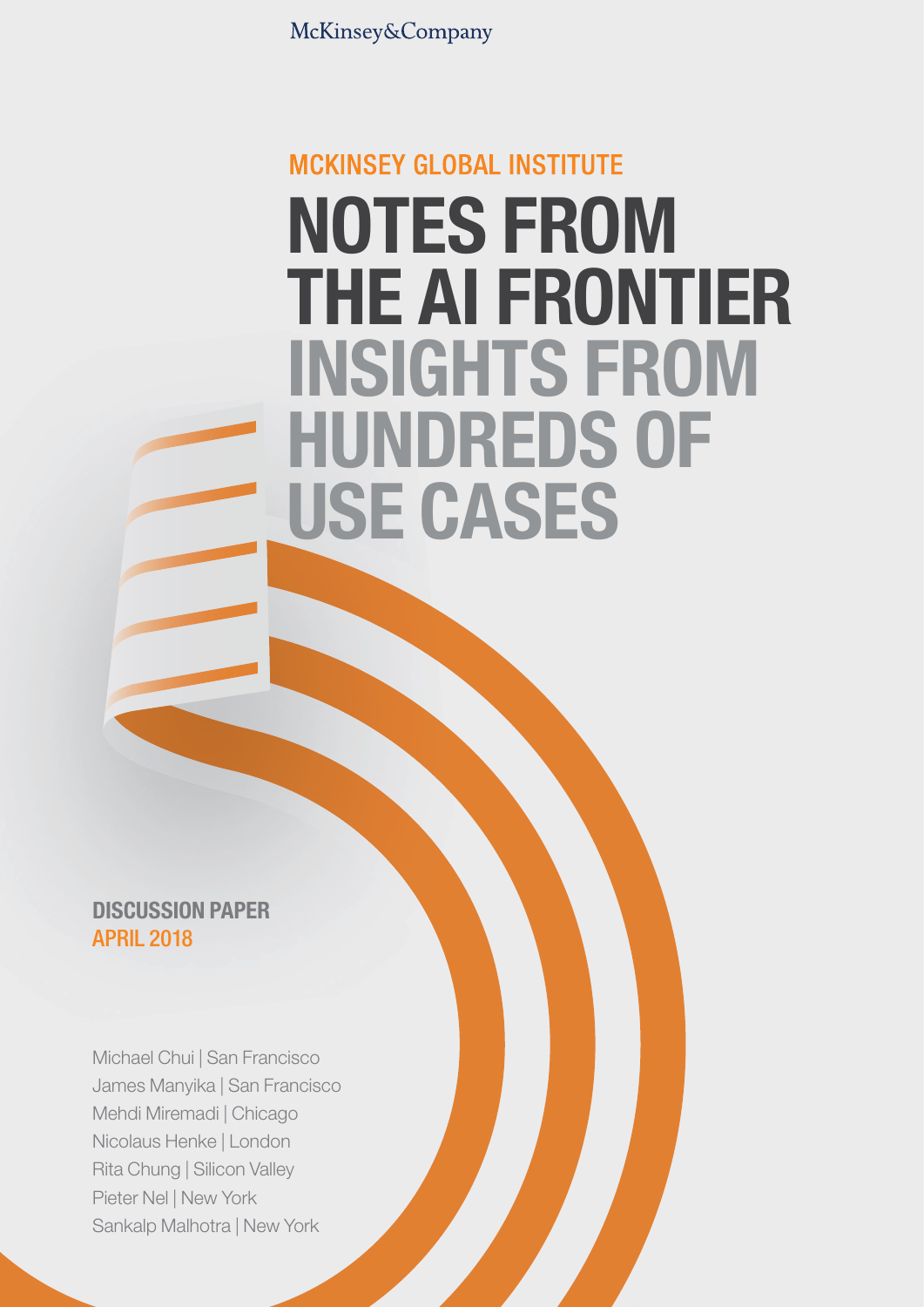McKinsey&Company

MCKINSEY GLOBAL INSTITUTE

# NOTES FROM THE AI FRONTIER

## INSIGHTS FROM HUNDREDS OF USE CASES

**DISCUSSION PAPER**
**APRIL 2018**

Michael Chui | San Francisco
James Manyika | San Francisco
Mehdi Miremadi | Chicago
Nicolaus Henke | London
Rita Chung | Silicon Valley
Pieter Nel | New York
Sankalp Malhotra | New York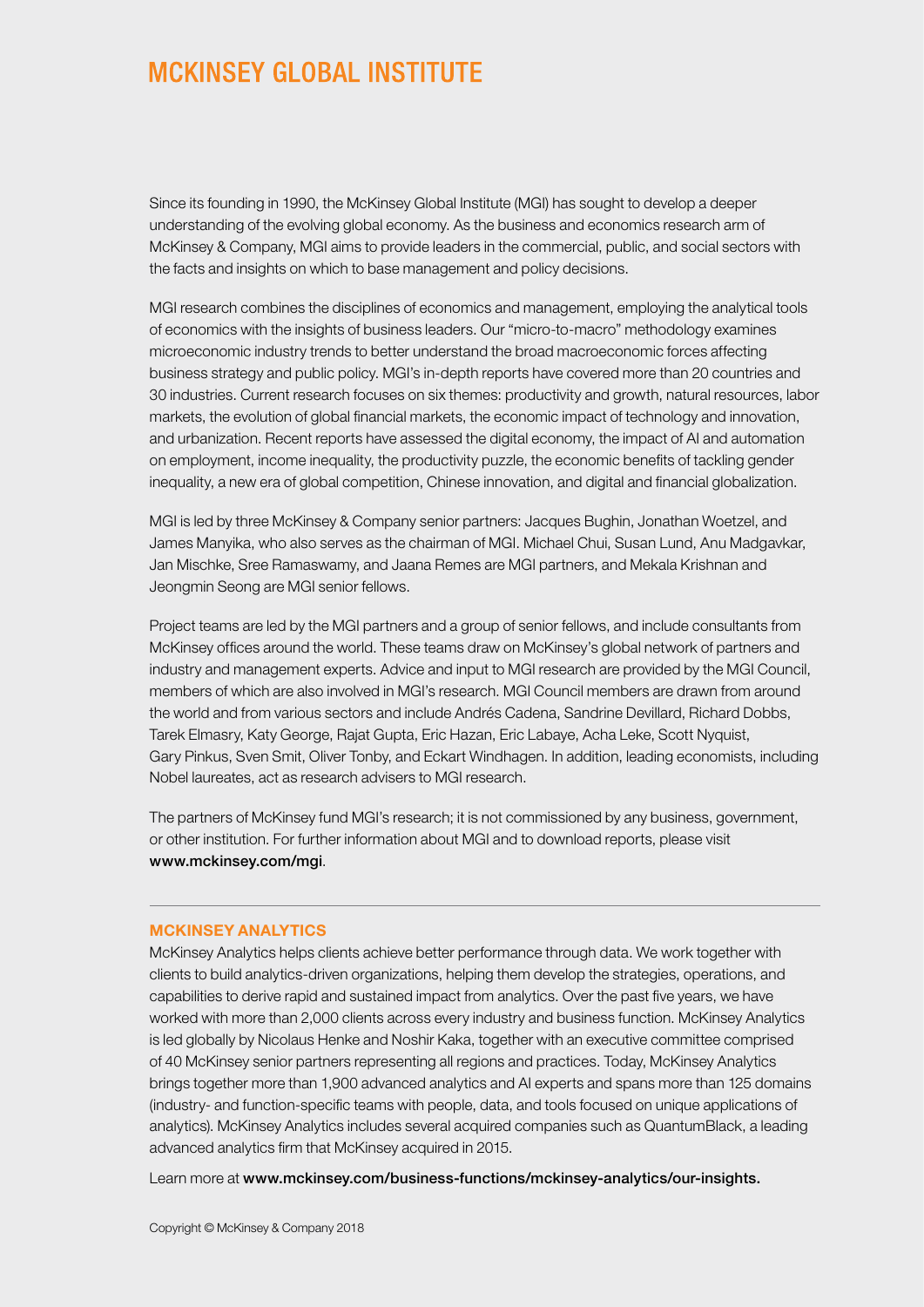# MCKINSEY GLOBAL INSTITUTE

Since its founding in 1990, the McKinsey Global Institute (MGI) has sought to develop a deeper understanding of the evolving global economy. As the business and economics research arm of McKinsey & Company, MGI aims to provide leaders in the commercial, public, and social sectors with the facts and insights on which to base management and policy decisions.

MGI research combines the disciplines of economics and management, employing the analytical tools of economics with the insights of business leaders. Our "micro-to-macro" methodology examines microeconomic industry trends to better understand the broad macroeconomic forces affecting business strategy and public policy. MGI's in-depth reports have covered more than 20 countries and 30 industries. Current research focuses on six themes: productivity and growth, natural resources, labor markets, the evolution of global financial markets, the economic impact of technology and innovation, and urbanization. Recent reports have assessed the digital economy, the impact of AI and automation on employment, income inequality, the productivity puzzle, the economic benefits of tackling gender inequality, a new era of global competition, Chinese innovation, and digital and financial globalization.

MGI is led by three McKinsey & Company senior partners: Jacques Bughin, Jonathan Woetzel, and James Manyika, who also serves as the chairman of MGI. Michael Chui, Susan Lund, Anu Madgavkar, Jan Mischke, Sree Ramaswamy, and Jaana Remes are MGI partners, and Mekala Krishnan and Jeongmin Seong are MGI senior fellows.

Project teams are led by the MGI partners and a group of senior fellows, and include consultants from McKinsey offices around the world. These teams draw on McKinsey's global network of partners and industry and management experts. Advice and input to MGI research are provided by the MGI Council, members of which are also involved in MGI's research. MGI Council members are drawn from around the world and from various sectors and include Andrés Cadena, Sandrine Devillard, Richard Dobbs, Tarek Elmasry, Katy George, Rajat Gupta, Eric Hazan, Eric Labaye, Acha Leke, Scott Nyquist, Gary Pinkus, Sven Smit, Oliver Tonby, and Eckart Windhagen. In addition, leading economists, including Nobel laureates, act as research advisers to MGI research.

The partners of McKinsey fund MGI's research; it is not commissioned by any business, government, or other institution. For further information about MGI and to download reports, please visit **www.mckinsey.com/mgi**.

---

## MCKINSEY ANALYTICS

McKinsey Analytics helps clients achieve better performance through data. We work together with clients to build analytics-driven organizations, helping them develop the strategies, operations, and capabilities to derive rapid and sustained impact from analytics. Over the past five years, we have worked with more than 2,000 clients across every industry and business function. McKinsey Analytics is led globally by Nicolaus Henke and Noshir Kaka, together with an executive committee comprised of 40 McKinsey senior partners representing all regions and practices. Today, McKinsey Analytics brings together more than 1,900 advanced analytics and AI experts and spans more than 125 domains (industry- and function-specific teams with people, data, and tools focused on unique applications of analytics). McKinsey Analytics includes several acquired companies such as QuantumBlack, a leading advanced analytics firm that McKinsey acquired in 2015.

Learn more at **www.mckinsey.com/business-functions/mckinsey-analytics/our-insights.**

Copyright © McKinsey & Company 2018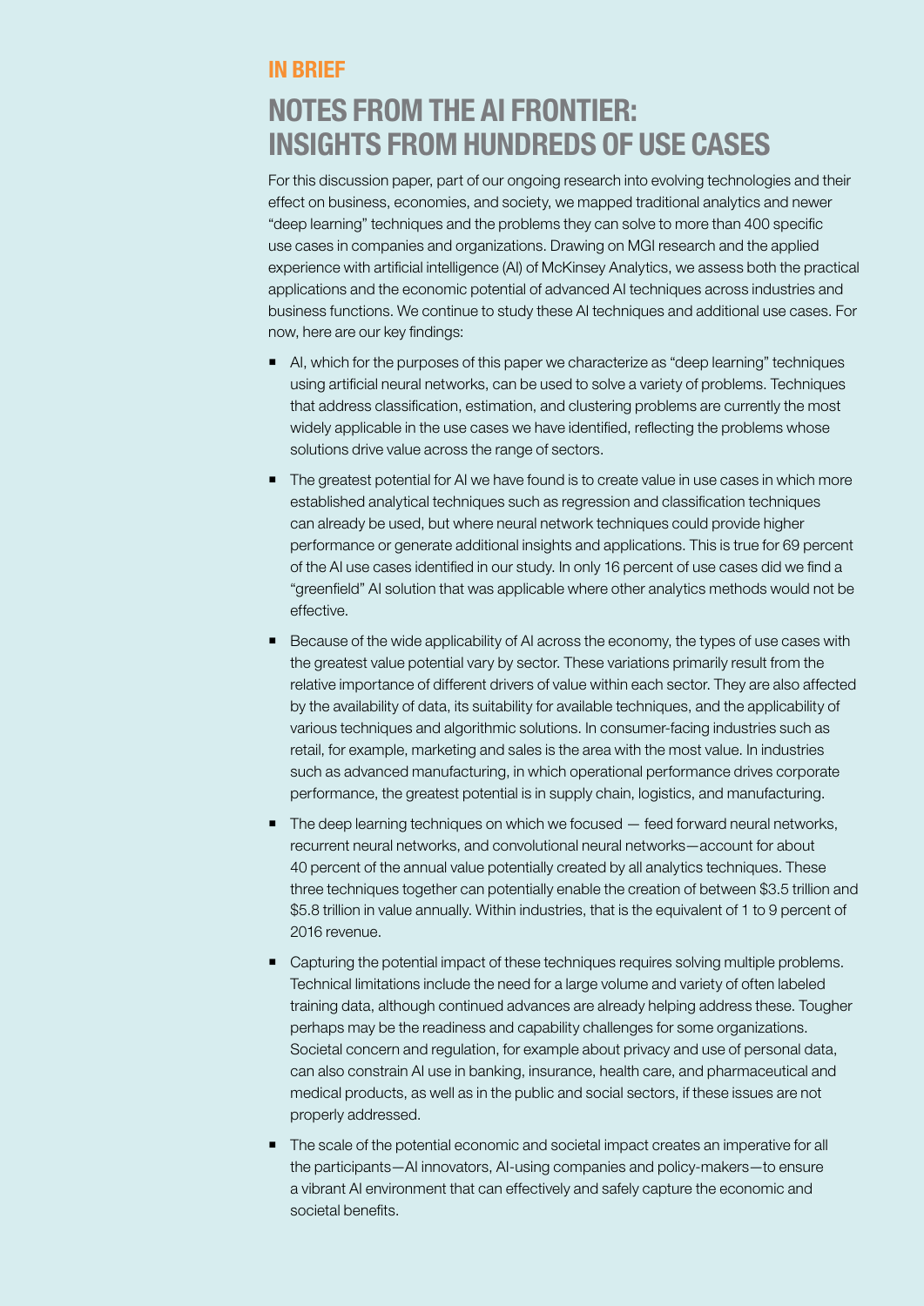## IN BRIEF

# NOTES FROM THE AI FRONTIER: INSIGHTS FROM HUNDREDS OF USE CASES

For this discussion paper, part of our ongoing research into evolving technologies and their effect on business, economies, and society, we mapped traditional analytics and newer "deep learning" techniques and the problems they can solve to more than 400 specific use cases in companies and organizations. Drawing on MGI research and the applied experience with artificial intelligence (AI) of McKinsey Analytics, we assess both the practical applications and the economic potential of advanced AI techniques across industries and business functions. We continue to study these AI techniques and additional use cases. For now, here are our key findings:

- AI, which for the purposes of this paper we characterize as "deep learning" techniques using artificial neural networks, can be used to solve a variety of problems. Techniques that address classification, estimation, and clustering problems are currently the most widely applicable in the use cases we have identified, reflecting the problems whose solutions drive value across the range of sectors.
- The greatest potential for AI we have found is to create value in use cases in which more established analytical techniques such as regression and classification techniques can already be used, but where neural network techniques could provide higher performance or generate additional insights and applications. This is true for 69 percent of the AI use cases identified in our study. In only 16 percent of use cases did we find a "greenfield" AI solution that was applicable where other analytics methods would not be effective.
- Because of the wide applicability of AI across the economy, the types of use cases with the greatest value potential vary by sector. These variations primarily result from the relative importance of different drivers of value within each sector. They are also affected by the availability of data, its suitability for available techniques, and the applicability of various techniques and algorithmic solutions. In consumer-facing industries such as retail, for example, marketing and sales is the area with the most value. In industries such as advanced manufacturing, in which operational performance drives corporate performance, the greatest potential is in supply chain, logistics, and manufacturing.
- The deep learning techniques on which we focused — feed forward neural networks, recurrent neural networks, and convolutional neural networks—account for about 40 percent of the annual value potentially created by all analytics techniques. These three techniques together can potentially enable the creation of between $3.5 trillion and $5.8 trillion in value annually. Within industries, that is the equivalent of 1 to 9 percent of 2016 revenue.
- Capturing the potential impact of these techniques requires solving multiple problems. Technical limitations include the need for a large volume and variety of often labeled training data, although continued advances are already helping address these. Tougher perhaps may be the readiness and capability challenges for some organizations. Societal concern and regulation, for example about privacy and use of personal data, can also constrain AI use in banking, insurance, health care, and pharmaceutical and medical products, as well as in the public and social sectors, if these issues are not properly addressed.
- The scale of the potential economic and societal impact creates an imperative for all the participants—AI innovators, AI-using companies and policy-makers—to ensure a vibrant AI environment that can effectively and safely capture the economic and societal benefits.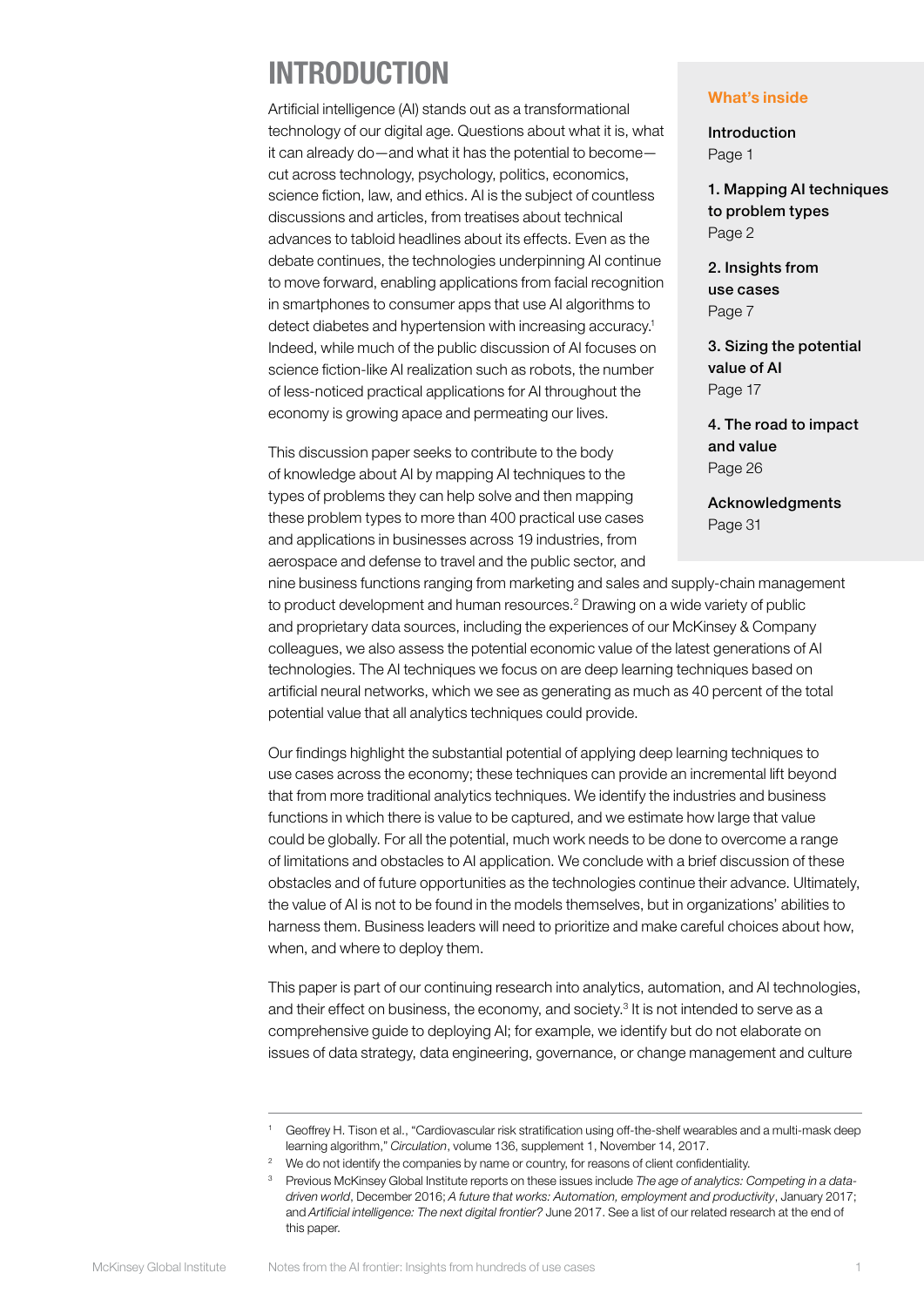# INTRODUCTION

Artificial intelligence (AI) stands out as a transformational technology of our digital age. Questions about what it is, what it can already do—and what it has the potential to become—cut across technology, psychology, politics, economics, science fiction, law, and ethics. AI is the subject of countless discussions and articles, from treatises about technical advances to tabloid headlines about its effects. Even as the debate continues, the technologies underpinning AI continue to move forward, enabling applications from facial recognition in smartphones to consumer apps that use AI algorithms to detect diabetes and hypertension with increasing accuracy.[1] Indeed, while much of the public discussion of AI focuses on science fiction-like AI realization such as robots, the number of less-noticed practical applications for AI throughout the economy is growing apace and permeating our lives.

**What's inside**

**Introduction**
Page 1

**1. Mapping AI techniques to problem types**
Page 2

**2. Insights from use cases**
Page 7

**3. Sizing the potential value of AI**
Page 17

**4. The road to impact and value**
Page 26

**Acknowledgments**
Page 31

This discussion paper seeks to contribute to the body of knowledge about AI by mapping AI techniques to the types of problems they can help solve and then mapping these problem types to more than 400 practical use cases and applications in businesses across 19 industries, from aerospace and defense to travel and the public sector, and nine business functions ranging from marketing and sales and supply-chain management to product development and human resources.[2] Drawing on a wide variety of public and proprietary data sources, including the experiences of our McKinsey & Company colleagues, we also assess the potential economic value of the latest generations of AI technologies. The AI techniques we focus on are deep learning techniques based on artificial neural networks, which we see as generating as much as 40 percent of the total potential value that all analytics techniques could provide.

Our findings highlight the substantial potential of applying deep learning techniques to use cases across the economy; these techniques can provide an incremental lift beyond that from more traditional analytics techniques. We identify the industries and business functions in which there is value to be captured, and we estimate how large that value could be globally. For all the potential, much work needs to be done to overcome a range of limitations and obstacles to AI application. We conclude with a brief discussion of these obstacles and of future opportunities as the technologies continue their advance. Ultimately, the value of AI is not to be found in the models themselves, but in organizations' abilities to harness them. Business leaders will need to prioritize and make careful choices about how, when, and where to deploy them.

This paper is part of our continuing research into analytics, automation, and AI technologies, and their effect on business, the economy, and society.[3] It is not intended to serve as a comprehensive guide to deploying AI; for example, we identify but do not elaborate on issues of data strategy, data engineering, governance, or change management and culture

---

[1] Geoffrey H. Tison et al., "Cardiovascular risk stratification using off-the-shelf wearables and a multi-mask deep learning algorithm," *Circulation*, volume 136, supplement 1, November 14, 2017.

[2] We do not identify the companies by name or country, for reasons of client confidentiality.

[3] Previous McKinsey Global Institute reports on these issues include *The age of analytics: Competing in a data-driven world*, December 2016; *A future that works: Automation, employment and productivity*, January 2017; and *Artificial intelligence: The next digital frontier?* June 2017. See a list of our related research at the end of this paper.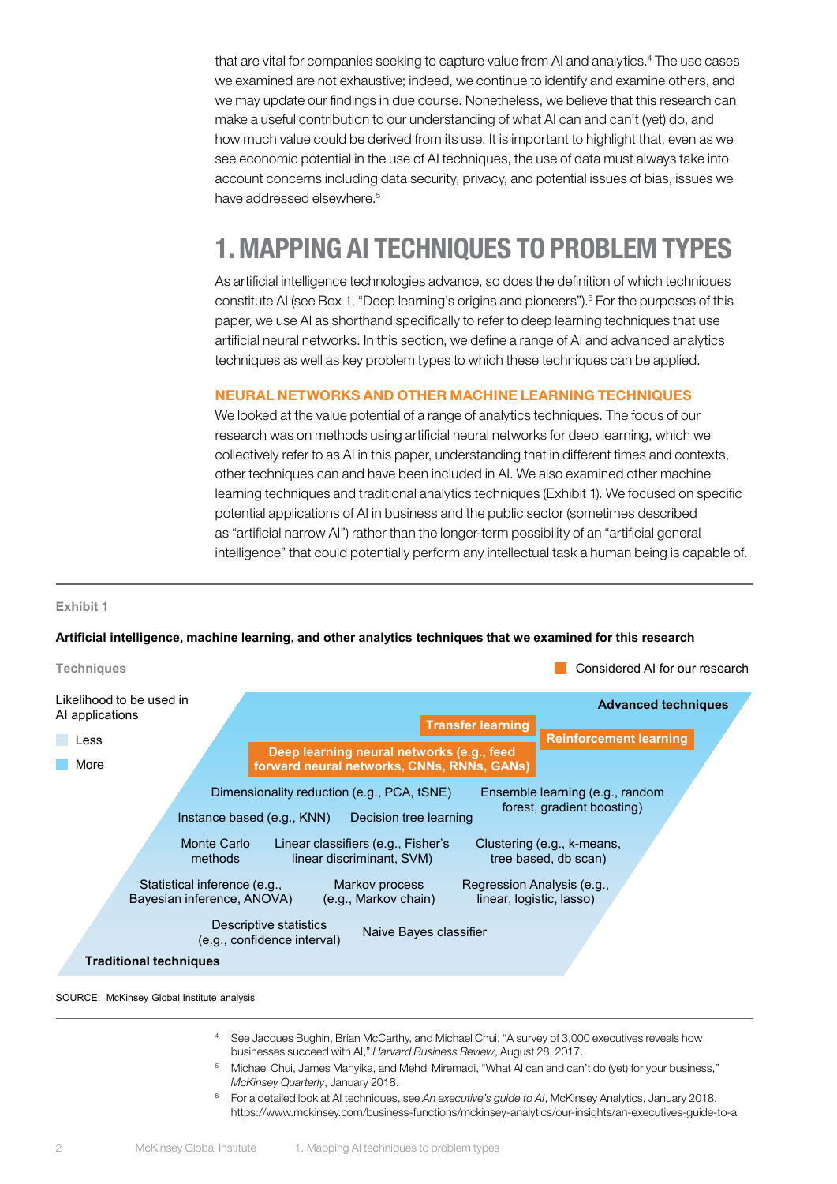that are vital for companies seeking to capture value from AI and analytics.[4] The use cases we examined are not exhaustive; indeed, we continue to identify and examine others, and we may update our findings in due course. Nonetheless, we believe that this research can make a useful contribution to our understanding of what AI can and can't (yet) do, and how much value could be derived from its use. It is important to highlight that, even as we see economic potential in the use of AI techniques, the use of data must always take into account concerns including data security, privacy, and potential issues of bias, issues we have addressed elsewhere.[5]

# 1. MAPPING AI TECHNIQUES TO PROBLEM TYPES

As artificial intelligence technologies advance, so does the definition of which techniques constitute AI (see Box 1, "Deep learning's origins and pioneers").[6] For the purposes of this paper, we use AI as shorthand specifically to refer to deep learning techniques that use artificial neural networks. In this section, we define a range of AI and advanced analytics techniques as well as key problem types to which these techniques can be applied.

## NEURAL NETWORKS AND OTHER MACHINE LEARNING TECHNIQUES

We looked at the value potential of a range of analytics techniques. The focus of our research was on methods using artificial neural networks for deep learning, which we collectively refer to as AI in this paper, understanding that in different times and contexts, other techniques can and have been included in AI. We also examined other machine learning techniques and traditional analytics techniques (Exhibit 1). We focused on specific potential applications of AI in business and the public sector (sometimes described as "artificial narrow AI") rather than the longer-term possibility of an "artificial general intelligence" that could potentially perform any intellectual task a human being is capable of.

Exhibit 1

**Artificial intelligence, machine learning, and other analytics techniques that we examined for this research**

Techniques

Considered AI for our research

Likelihood to be used in AI applications

- Less
- More

**Advanced techniques**

- **Transfer learning**
- **Reinforcement learning**
- **Deep learning neural networks (e.g., feed forward neural networks, CNNs, RNNs, GANs)**
- Dimensionality reduction (e.g., PCA, tSNE)
- Ensemble learning (e.g., random forest, gradient boosting)
- Instance based (e.g., KNN)
- Decision tree learning
- Monte Carlo methods
- Linear classifiers (e.g., Fisher's linear discriminant, SVM)
- Clustering (e.g., k-means, tree based, db scan)
- Statistical inference (e.g., Bayesian inference, ANOVA)
- Markov process (e.g., Markov chain)
- Regression Analysis (e.g., linear, logistic, lasso)
- Descriptive statistics (e.g., confidence interval)
- Naive Bayes classifier

**Traditional techniques**

SOURCE: McKinsey Global Institute analysis

[4] See Jacques Bughin, Brian McCarthy, and Michael Chui, "A survey of 3,000 executives reveals how businesses succeed with AI," *Harvard Business Review*, August 28, 2017.

[5] Michael Chui, James Manyika, and Mehdi Miremadi, "What AI can and can't do (yet) for your business," *McKinsey Quarterly*, January 2018.

[6] For a detailed look at AI techniques, see *An executive's guide to AI*, McKinsey Analytics, January 2018. https://www.mckinsey.com/business-functions/mckinsey-analytics/our-insights/an-executives-guide-to-ai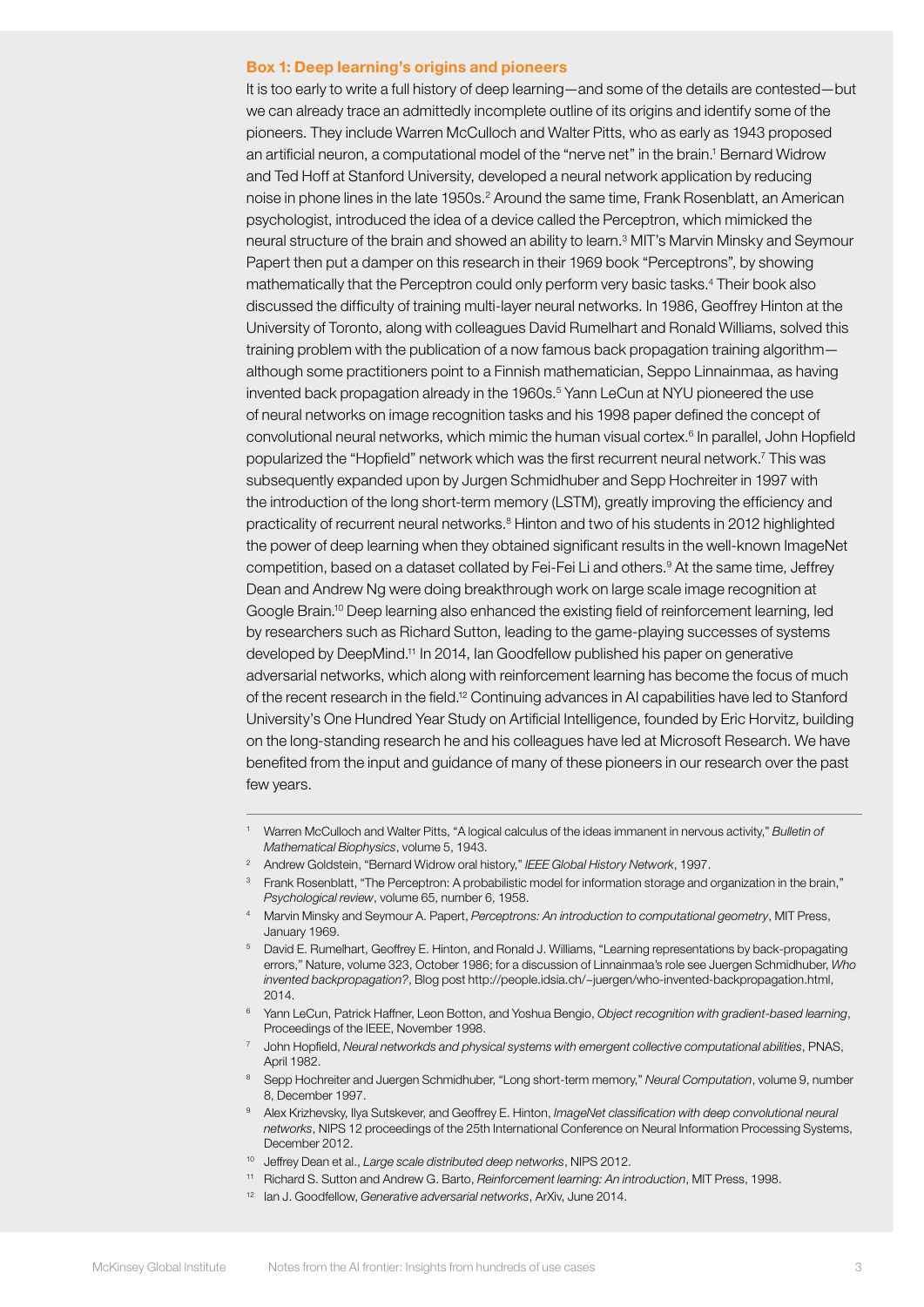### Box 1: Deep learning's origins and pioneers

It is too early to write a full history of deep learning—and some of the details are contested—but we can already trace an admittedly incomplete outline of its origins and identify some of the pioneers. They include Warren McCulloch and Walter Pitts, who as early as 1943 proposed an artificial neuron, a computational model of the "nerve net" in the brain.[1] Bernard Widrow and Ted Hoff at Stanford University, developed a neural network application by reducing noise in phone lines in the late 1950s.[2] Around the same time, Frank Rosenblatt, an American psychologist, introduced the idea of a device called the Perceptron, which mimicked the neural structure of the brain and showed an ability to learn.[3] MIT's Marvin Minsky and Seymour Papert then put a damper on this research in their 1969 book "Perceptrons", by showing mathematically that the Perceptron could only perform very basic tasks.[4] Their book also discussed the difficulty of training multi-layer neural networks. In 1986, Geoffrey Hinton at the University of Toronto, along with colleagues David Rumelhart and Ronald Williams, solved this training problem with the publication of a now famous back propagation training algorithm—although some practitioners point to a Finnish mathematician, Seppo Linnainmaa, as having invented back propagation already in the 1960s.[5] Yann LeCun at NYU pioneered the use of neural networks on image recognition tasks and his 1998 paper defined the concept of convolutional neural networks, which mimic the human visual cortex.[6] In parallel, John Hopfield popularized the "Hopfield" network which was the first recurrent neural network.[7] This was subsequently expanded upon by Jurgen Schmidhuber and Sepp Hochreiter in 1997 with the introduction of the long short-term memory (LSTM), greatly improving the efficiency and practicality of recurrent neural networks.[8] Hinton and two of his students in 2012 highlighted the power of deep learning when they obtained significant results in the well-known ImageNet competition, based on a dataset collated by Fei-Fei Li and others.[9] At the same time, Jeffrey Dean and Andrew Ng were doing breakthrough work on large scale image recognition at Google Brain.[10] Deep learning also enhanced the existing field of reinforcement learning, led by researchers such as Richard Sutton, leading to the game-playing successes of systems developed by DeepMind.[11] In 2014, Ian Goodfellow published his paper on generative adversarial networks, which along with reinforcement learning has become the focus of much of the recent research in the field.[12] Continuing advances in AI capabilities have led to Stanford University's One Hundred Year Study on Artificial Intelligence, founded by Eric Horvitz, building on the long-standing research he and his colleagues have led at Microsoft Research. We have benefited from the input and guidance of many of these pioneers in our research over the past few years.

---

[1] Warren McCulloch and Walter Pitts, "A logical calculus of the ideas immanent in nervous activity," *Bulletin of Mathematical Biophysics*, volume 5, 1943.

[2] Andrew Goldstein, "Bernard Widrow oral history," *IEEE Global History Network*, 1997.

[3] Frank Rosenblatt, "The Perceptron: A probabilistic model for information storage and organization in the brain," *Psychological review*, volume 65, number 6, 1958.

[4] Marvin Minsky and Seymour A. Papert, *Perceptrons: An introduction to computational geometry*, MIT Press, January 1969.

[5] David E. Rumelhart, Geoffrey E. Hinton, and Ronald J. Williams, "Learning representations by back-propagating errors," Nature, volume 323, October 1986; for a discussion of Linnainmaa's role see Juergen Schmidhuber, *Who invented backpropagation?*, Blog post http://people.idsia.ch/~juergen/who-invented-backpropagation.html, 2014.

[6] Yann LeCun, Patrick Haffner, Leon Botton, and Yoshua Bengio, *Object recognition with gradient-based learning*, Proceedings of the IEEE, November 1998.

[7] John Hopfield, *Neural networkds and physical systems with emergent collective computational abilities*, PNAS, April 1982.

[8] Sepp Hochreiter and Juergen Schmidhuber, "Long short-term memory," *Neural Computation*, volume 9, number 8, December 1997.

[9] Alex Krizhevsky, Ilya Sutskever, and Geoffrey E. Hinton, *ImageNet classification with deep convolutional neural networks*, NIPS 12 proceedings of the 25th International Conference on Neural Information Processing Systems, December 2012.

[10] Jeffrey Dean et al., *Large scale distributed deep networks*, NIPS 2012.

[11] Richard S. Sutton and Andrew G. Barto, *Reinforcement learning: An introduction*, MIT Press, 1998.

[12] Ian J. Goodfellow, *Generative adversarial networks*, ArXiv, June 2014.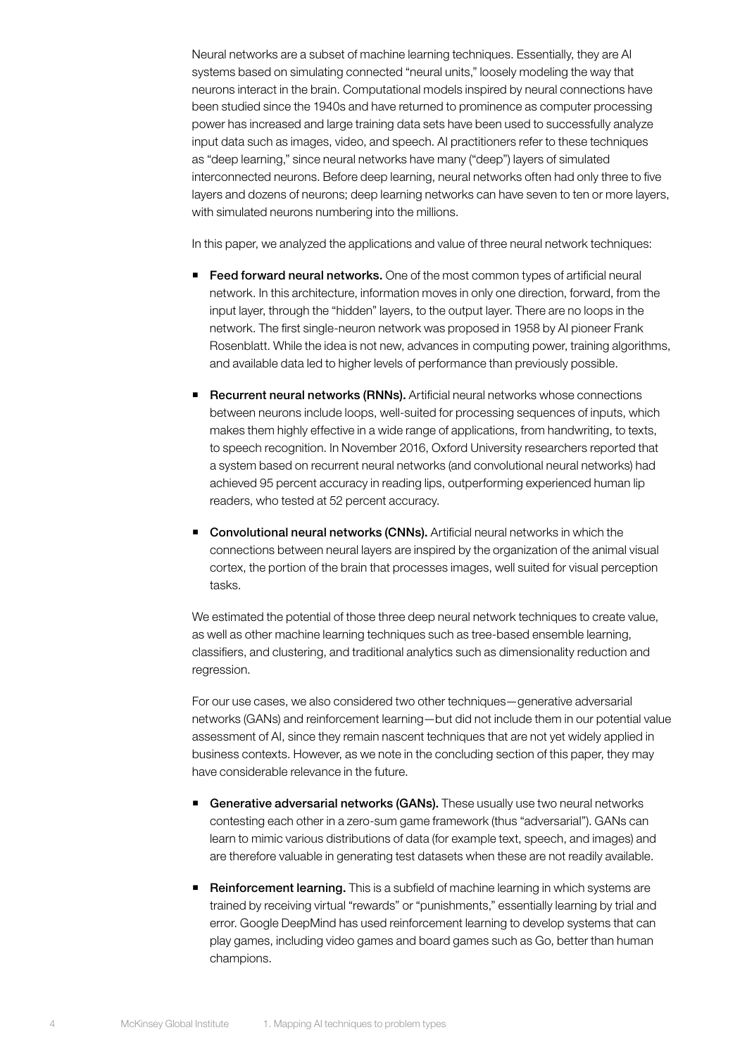Neural networks are a subset of machine learning techniques. Essentially, they are AI systems based on simulating connected "neural units," loosely modeling the way that neurons interact in the brain. Computational models inspired by neural connections have been studied since the 1940s and have returned to prominence as computer processing power has increased and large training data sets have been used to successfully analyze input data such as images, video, and speech. AI practitioners refer to these techniques as "deep learning," since neural networks have many ("deep") layers of simulated interconnected neurons. Before deep learning, neural networks often had only three to five layers and dozens of neurons; deep learning networks can have seven to ten or more layers, with simulated neurons numbering into the millions.

In this paper, we analyzed the applications and value of three neural network techniques:

- **Feed forward neural networks.** One of the most common types of artificial neural network. In this architecture, information moves in only one direction, forward, from the input layer, through the "hidden" layers, to the output layer. There are no loops in the network. The first single-neuron network was proposed in 1958 by AI pioneer Frank Rosenblatt. While the idea is not new, advances in computing power, training algorithms, and available data led to higher levels of performance than previously possible.

- **Recurrent neural networks (RNNs).** Artificial neural networks whose connections between neurons include loops, well-suited for processing sequences of inputs, which makes them highly effective in a wide range of applications, from handwriting, to texts, to speech recognition. In November 2016, Oxford University researchers reported that a system based on recurrent neural networks (and convolutional neural networks) had achieved 95 percent accuracy in reading lips, outperforming experienced human lip readers, who tested at 52 percent accuracy.

- **Convolutional neural networks (CNNs).** Artificial neural networks in which the connections between neural layers are inspired by the organization of the animal visual cortex, the portion of the brain that processes images, well suited for visual perception tasks.

We estimated the potential of those three deep neural network techniques to create value, as well as other machine learning techniques such as tree-based ensemble learning, classifiers, and clustering, and traditional analytics such as dimensionality reduction and regression.

For our use cases, we also considered two other techniques—generative adversarial networks (GANs) and reinforcement learning—but did not include them in our potential value assessment of AI, since they remain nascent techniques that are not yet widely applied in business contexts. However, as we note in the concluding section of this paper, they may have considerable relevance in the future.

- **Generative adversarial networks (GANs).** These usually use two neural networks contesting each other in a zero-sum game framework (thus "adversarial"). GANs can learn to mimic various distributions of data (for example text, speech, and images) and are therefore valuable in generating test datasets when these are not readily available.

- **Reinforcement learning.** This is a subfield of machine learning in which systems are trained by receiving virtual "rewards" or "punishments," essentially learning by trial and error. Google DeepMind has used reinforcement learning to develop systems that can play games, including video games and board games such as Go, better than human champions.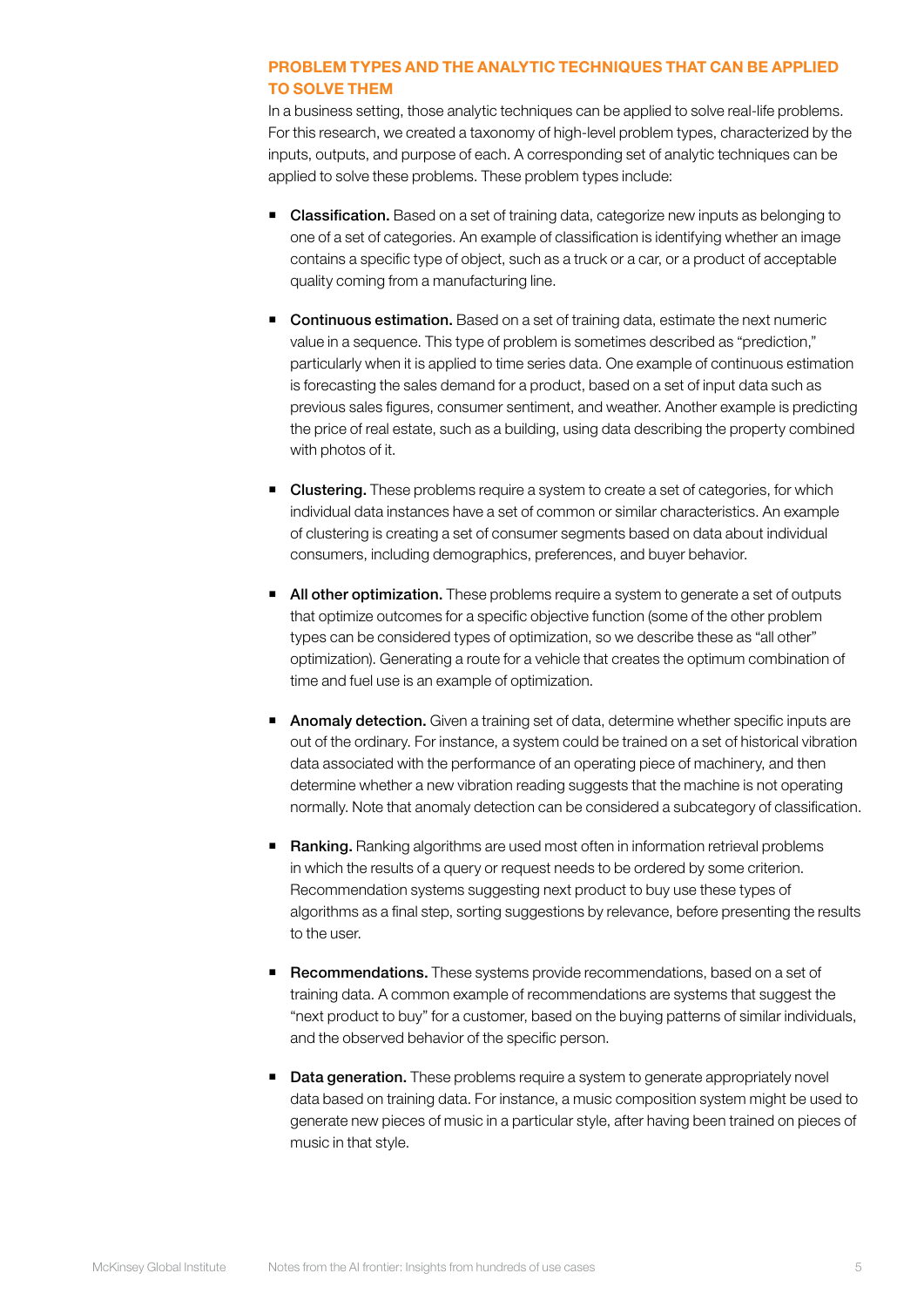## PROBLEM TYPES AND THE ANALYTIC TECHNIQUES THAT CAN BE APPLIED TO SOLVE THEM

In a business setting, those analytic techniques can be applied to solve real-life problems. For this research, we created a taxonomy of high-level problem types, characterized by the inputs, outputs, and purpose of each. A corresponding set of analytic techniques can be applied to solve these problems. These problem types include:

- **Classification.** Based on a set of training data, categorize new inputs as belonging to one of a set of categories. An example of classification is identifying whether an image contains a specific type of object, such as a truck or a car, or a product of acceptable quality coming from a manufacturing line.

- **Continuous estimation.** Based on a set of training data, estimate the next numeric value in a sequence. This type of problem is sometimes described as "prediction," particularly when it is applied to time series data. One example of continuous estimation is forecasting the sales demand for a product, based on a set of input data such as previous sales figures, consumer sentiment, and weather. Another example is predicting the price of real estate, such as a building, using data describing the property combined with photos of it.

- **Clustering.** These problems require a system to create a set of categories, for which individual data instances have a set of common or similar characteristics. An example of clustering is creating a set of consumer segments based on data about individual consumers, including demographics, preferences, and buyer behavior.

- **All other optimization.** These problems require a system to generate a set of outputs that optimize outcomes for a specific objective function (some of the other problem types can be considered types of optimization, so we describe these as "all other" optimization). Generating a route for a vehicle that creates the optimum combination of time and fuel use is an example of optimization.

- **Anomaly detection.** Given a training set of data, determine whether specific inputs are out of the ordinary. For instance, a system could be trained on a set of historical vibration data associated with the performance of an operating piece of machinery, and then determine whether a new vibration reading suggests that the machine is not operating normally. Note that anomaly detection can be considered a subcategory of classification.

- **Ranking.** Ranking algorithms are used most often in information retrieval problems in which the results of a query or request needs to be ordered by some criterion. Recommendation systems suggesting next product to buy use these types of algorithms as a final step, sorting suggestions by relevance, before presenting the results to the user.

- **Recommendations.** These systems provide recommendations, based on a set of training data. A common example of recommendations are systems that suggest the "next product to buy" for a customer, based on the buying patterns of similar individuals, and the observed behavior of the specific person.

- **Data generation.** These problems require a system to generate appropriately novel data based on training data. For instance, a music composition system might be used to generate new pieces of music in a particular style, after having been trained on pieces of music in that style.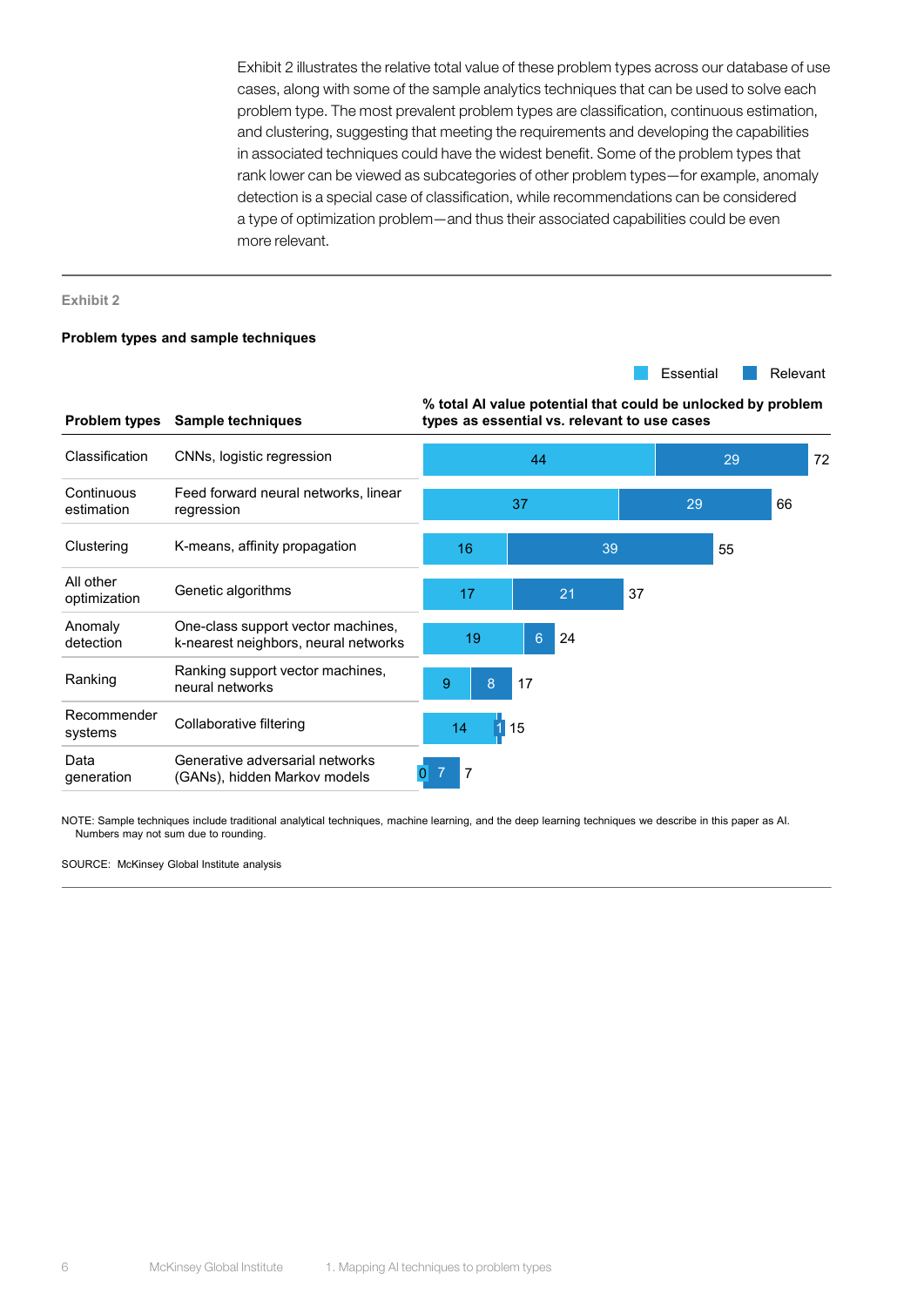Exhibit 2 illustrates the relative total value of these problem types across our database of use cases, along with some of the sample analytics techniques that can be used to solve each problem type. The most prevalent problem types are classification, continuous estimation, and clustering, suggesting that meeting the requirements and developing the capabilities in associated techniques could have the widest benefit. Some of the problem types that rank lower can be viewed as subcategories of other problem types—for example, anomaly detection is a special case of classification, while recommendations can be considered a type of optimization problem—and thus their associated capabilities could be even more relevant.

**Exhibit 2**

**Problem types and sample techniques**

| Problem types | Sample techniques | % total AI value potential that could be unlocked by problem types as essential vs. relevant to use cases: Essential | Relevant | Total |
|---|---|---|---|---|
| Classification | CNNs, logistic regression | 44 | 29 | 72 |
| Continuous estimation | Feed forward neural networks, linear regression | 37 | 29 | 66 |
| Clustering | K-means, affinity propagation | 16 | 39 | 55 |
| All other optimization | Genetic algorithms | 17 | 21 | 37 |
| Anomaly detection | One-class support vector machines, k-nearest neighbors, neural networks | 19 | 6 | 24 |
| Ranking | Ranking support vector machines, neural networks | 9 | 8 | 17 |
| Recommender systems | Collaborative filtering | 14 | 1 | 15 |
| Data generation | Generative adversarial networks (GANs), hidden Markov models | 0 | 7 | 7 |

NOTE: Sample techniques include traditional analytical techniques, machine learning, and the deep learning techniques we describe in this paper as AI. Numbers may not sum due to rounding.

SOURCE: McKinsey Global Institute analysis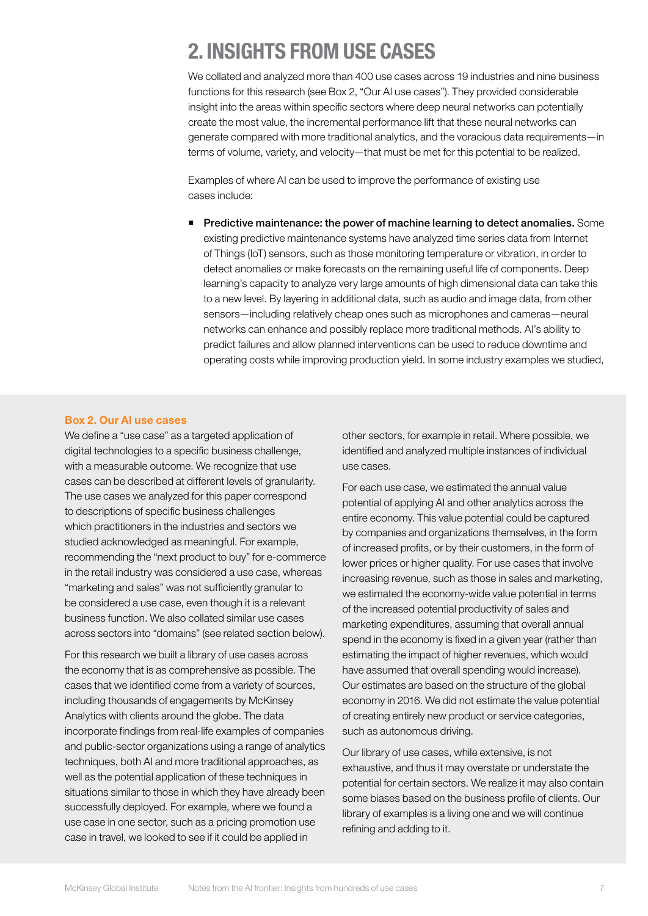# 2. INSIGHTS FROM USE CASES

We collated and analyzed more than 400 use cases across 19 industries and nine business functions for this research (see Box 2, "Our AI use cases"). They provided considerable insight into the areas within specific sectors where deep neural networks can potentially create the most value, the incremental performance lift that these neural networks can generate compared with more traditional analytics, and the voracious data requirements—in terms of volume, variety, and velocity—that must be met for this potential to be realized.

Examples of where AI can be used to improve the performance of existing use cases include:

- **Predictive maintenance: the power of machine learning to detect anomalies.** Some existing predictive maintenance systems have analyzed time series data from Internet of Things (IoT) sensors, such as those monitoring temperature or vibration, in order to detect anomalies or make forecasts on the remaining useful life of components. Deep learning's capacity to analyze very large amounts of high dimensional data can take this to a new level. By layering in additional data, such as audio and image data, from other sensors—including relatively cheap ones such as microphones and cameras—neural networks can enhance and possibly replace more traditional methods. AI's ability to predict failures and allow planned interventions can be used to reduce downtime and operating costs while improving production yield. In some industry examples we studied,

### Box 2. Our AI use cases

We define a "use case" as a targeted application of digital technologies to a specific business challenge, with a measurable outcome. We recognize that use cases can be described at different levels of granularity. The use cases we analyzed for this paper correspond to descriptions of specific business challenges which practitioners in the industries and sectors we studied acknowledged as meaningful. For example, recommending the "next product to buy" for e-commerce in the retail industry was considered a use case, whereas "marketing and sales" was not sufficiently granular to be considered a use case, even though it is a relevant business function. We also collated similar use cases across sectors into "domains" (see related section below).

For this research we built a library of use cases across the economy that is as comprehensive as possible. The cases that we identified come from a variety of sources, including thousands of engagements by McKinsey Analytics with clients around the globe. The data incorporate findings from real-life examples of companies and public-sector organizations using a range of analytics techniques, both AI and more traditional approaches, as well as the potential application of these techniques in situations similar to those in which they have already been successfully deployed. For example, where we found a use case in one sector, such as a pricing promotion use case in travel, we looked to see if it could be applied in other sectors, for example in retail. Where possible, we identified and analyzed multiple instances of individual use cases.

For each use case, we estimated the annual value potential of applying AI and other analytics across the entire economy. This value potential could be captured by companies and organizations themselves, in the form of increased profits, or by their customers, in the form of lower prices or higher quality. For use cases that involve increasing revenue, such as those in sales and marketing, we estimated the economy-wide value potential in terms of the increased potential productivity of sales and marketing expenditures, assuming that overall annual spend in the economy is fixed in a given year (rather than estimating the impact of higher revenues, which would have assumed that overall spending would increase). Our estimates are based on the structure of the global economy in 2016. We did not estimate the value potential of creating entirely new product or service categories, such as autonomous driving.

Our library of use cases, while extensive, is not exhaustive, and thus it may overstate or understate the potential for certain sectors. We realize it may also contain some biases based on the business profile of clients. Our library of examples is a living one and we will continue refining and adding to it.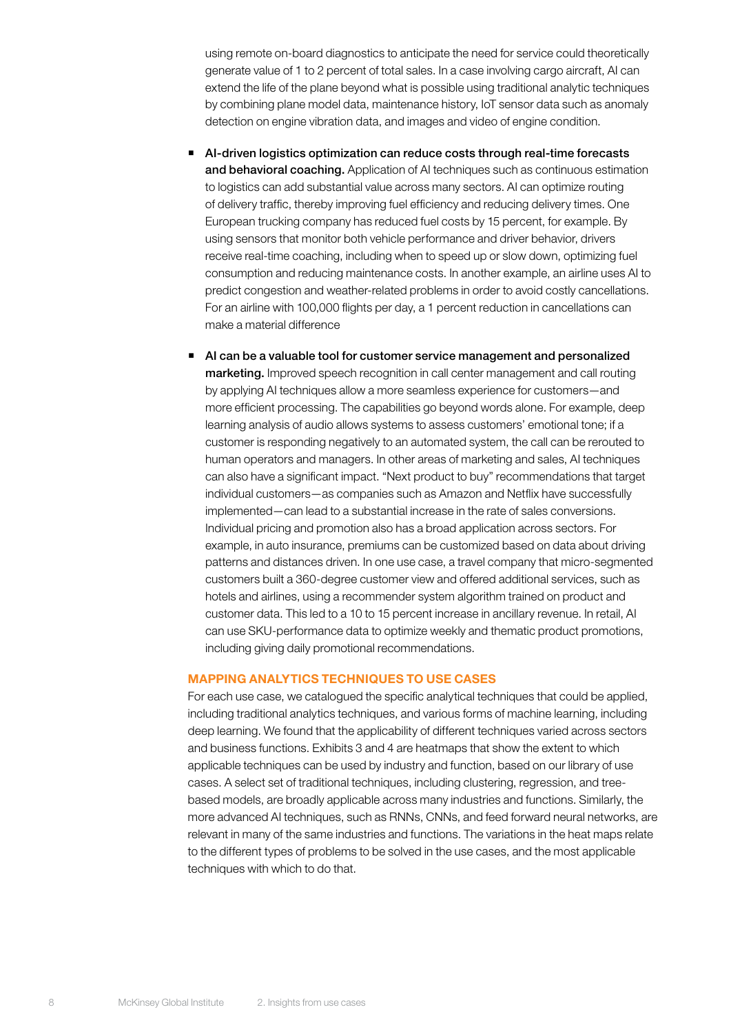using remote on-board diagnostics to anticipate the need for service could theoretically generate value of 1 to 2 percent of total sales. In a case involving cargo aircraft, AI can extend the life of the plane beyond what is possible using traditional analytic techniques by combining plane model data, maintenance history, IoT sensor data such as anomaly detection on engine vibration data, and images and video of engine condition.

- **AI-driven logistics optimization can reduce costs through real-time forecasts and behavioral coaching.** Application of AI techniques such as continuous estimation to logistics can add substantial value across many sectors. AI can optimize routing of delivery traffic, thereby improving fuel efficiency and reducing delivery times. One European trucking company has reduced fuel costs by 15 percent, for example. By using sensors that monitor both vehicle performance and driver behavior, drivers receive real-time coaching, including when to speed up or slow down, optimizing fuel consumption and reducing maintenance costs. In another example, an airline uses AI to predict congestion and weather-related problems in order to avoid costly cancellations. For an airline with 100,000 flights per day, a 1 percent reduction in cancellations can make a material difference

- **AI can be a valuable tool for customer service management and personalized marketing.** Improved speech recognition in call center management and call routing by applying AI techniques allow a more seamless experience for customers—and more efficient processing. The capabilities go beyond words alone. For example, deep learning analysis of audio allows systems to assess customers' emotional tone; if a customer is responding negatively to an automated system, the call can be rerouted to human operators and managers. In other areas of marketing and sales, AI techniques can also have a significant impact. "Next product to buy" recommendations that target individual customers—as companies such as Amazon and Netflix have successfully implemented—can lead to a substantial increase in the rate of sales conversions. Individual pricing and promotion also has a broad application across sectors. For example, in auto insurance, premiums can be customized based on data about driving patterns and distances driven. In one use case, a travel company that micro-segmented customers built a 360-degree customer view and offered additional services, such as hotels and airlines, using a recommender system algorithm trained on product and customer data. This led to a 10 to 15 percent increase in ancillary revenue. In retail, AI can use SKU-performance data to optimize weekly and thematic product promotions, including giving daily promotional recommendations.

## MAPPING ANALYTICS TECHNIQUES TO USE CASES

For each use case, we catalogued the specific analytical techniques that could be applied, including traditional analytics techniques, and various forms of machine learning, including deep learning. We found that the applicability of different techniques varied across sectors and business functions. Exhibits 3 and 4 are heatmaps that show the extent to which applicable techniques can be used by industry and function, based on our library of use cases. A select set of traditional techniques, including clustering, regression, and tree-based models, are broadly applicable across many industries and functions. Similarly, the more advanced AI techniques, such as RNNs, CNNs, and feed forward neural networks, are relevant in many of the same industries and functions. The variations in the heat maps relate to the different types of problems to be solved in the use cases, and the most applicable techniques with which to do that.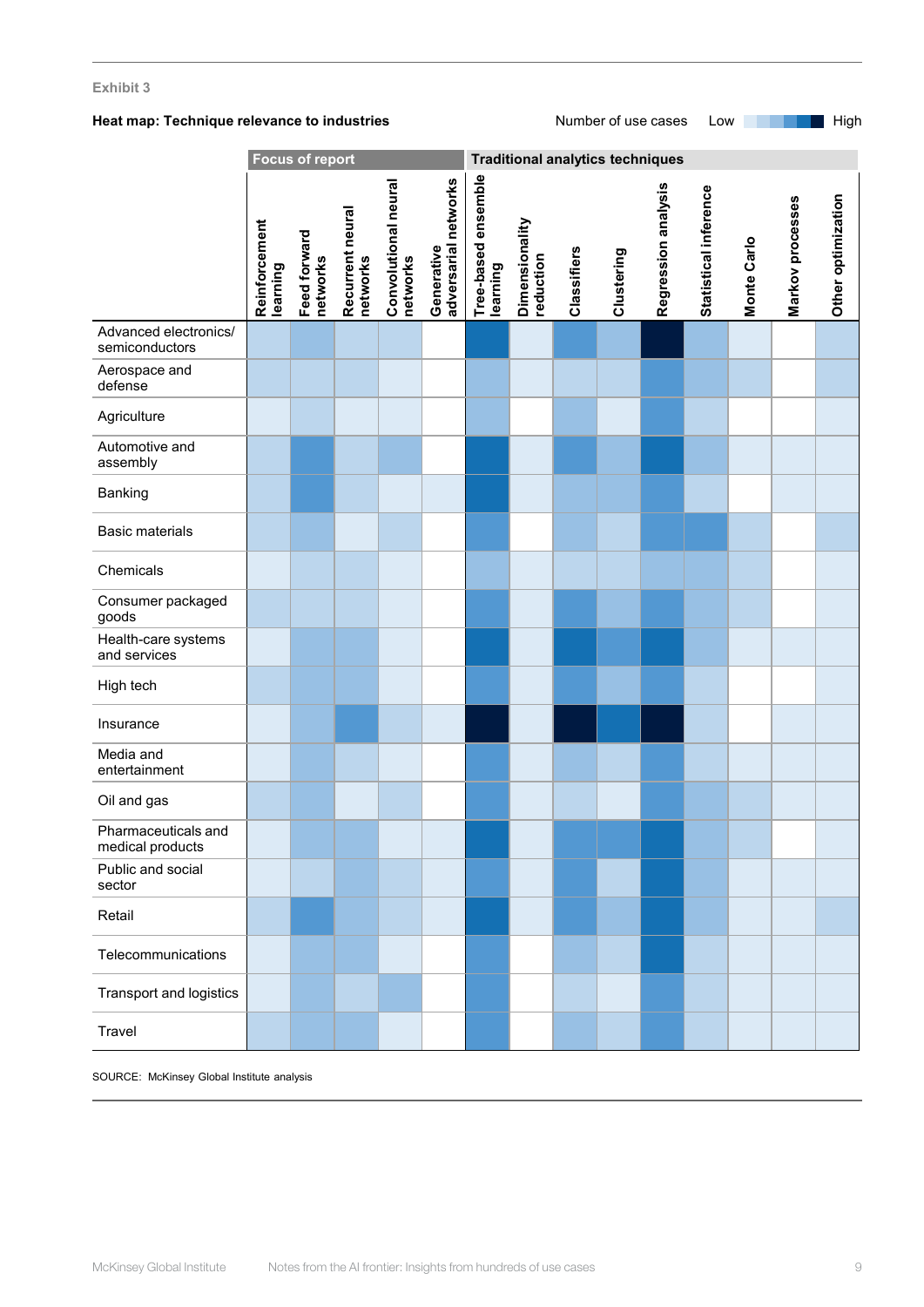Exhibit 3

**Heat map: Technique relevance to industries**

Number of use cases: Low → High

| | Focus of report | | | | | Traditional analytics techniques | | | | | | | | |
|---|---|---|---|---|---|---|---|---|---|---|---|---|---|---|
| | Reinforcement learning | Feed forward networks | Recurrent neural networks | Convolutional neural networks | Generative adversarial networks | Tree-based ensemble learning | Dimensionality reduction | Classifiers | Clustering | Regression analysis | Statistical inference | Monte Carlo | Markov processes | Other optimization |
| Advanced electronics/ semiconductors | | | | | | | | | | | | | | |
| Aerospace and defense | | | | | | | | | | | | | | |
| Agriculture | | | | | | | | | | | | | | |
| Automotive and assembly | | | | | | | | | | | | | | |
| Banking | | | | | | | | | | | | | | |
| Basic materials | | | | | | | | | | | | | | |
| Chemicals | | | | | | | | | | | | | | |
| Consumer packaged goods | | | | | | | | | | | | | | |
| Health-care systems and services | | | | | | | | | | | | | | |
| High tech | | | | | | | | | | | | | | |
| Insurance | | | | | | | | | | | | | | |
| Media and entertainment | | | | | | | | | | | | | | |
| Oil and gas | | | | | | | | | | | | | | |
| Pharmaceuticals and medical products | | | | | | | | | | | | | | |
| Public and social sector | | | | | | | | | | | | | | |
| Retail | | | | | | | | | | | | | | |
| Telecommunications | | | | | | | | | | | | | | |
| Transport and logistics | | | | | | | | | | | | | | |
| Travel | | | | | | | | | | | | | | |

SOURCE: McKinsey Global Institute analysis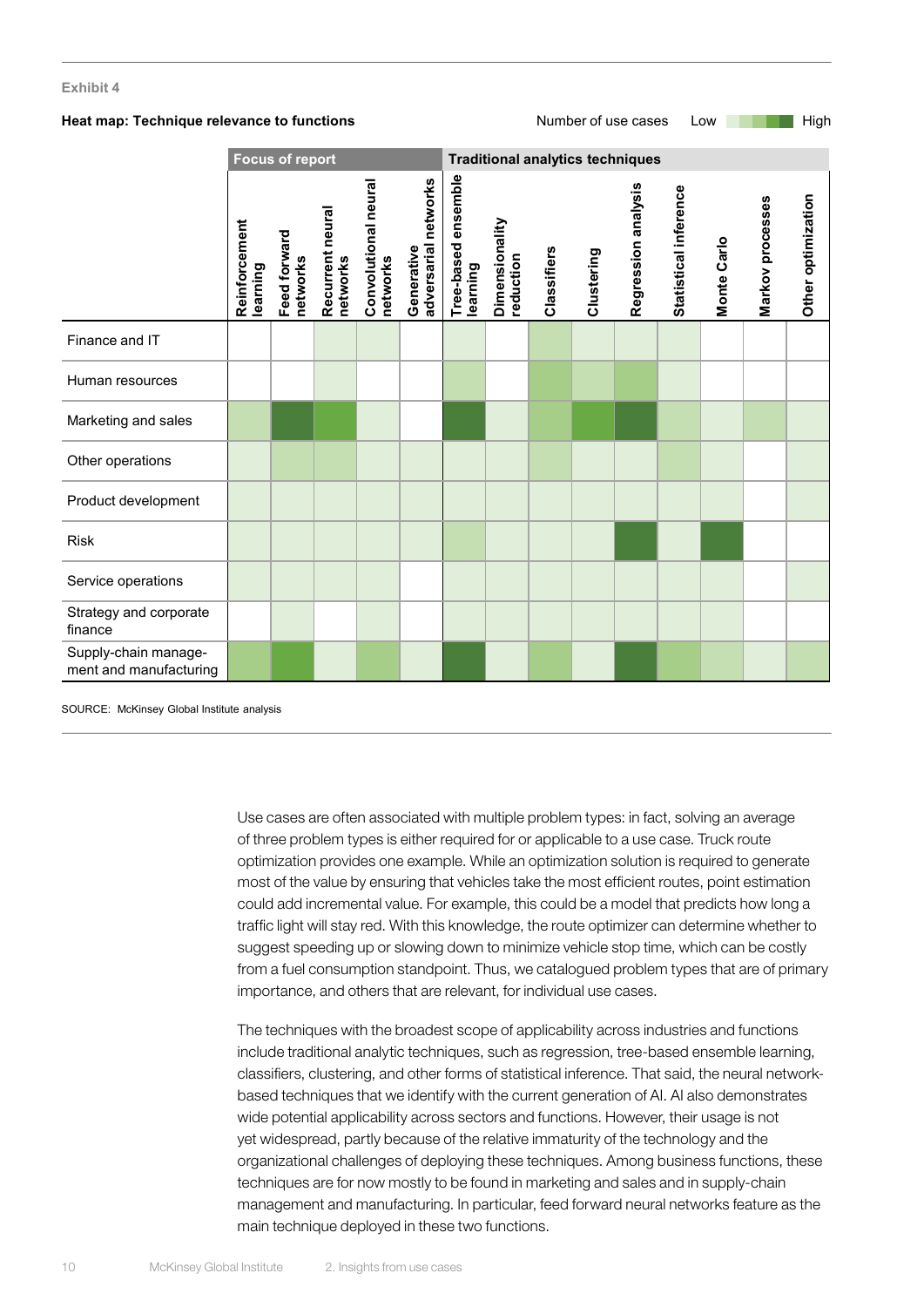Exhibit 4

**Heat map: Technique relevance to functions**

Number of use cases Low → High

| | Focus of report | | | | | Traditional analytics techniques | | | | | | | | |
|---|---|---|---|---|---|---|---|---|---|---|---|---|---|---|
| | Reinforcement learning | Feed forward networks | Recurrent neural networks | Convolutional neural networks | Generative adversarial networks | Tree-based ensemble learning | Dimensionality reduction | Classifiers | Clustering | Regression analysis | Statistical inference | Monte Carlo | Markov processes | Other optimization |
| Finance and IT | | | | | | | | | | | | | | |
| Human resources | | | | | | | | | | | | | | |
| Marketing and sales | | | | | | | | | | | | | | |
| Other operations | | | | | | | | | | | | | | |
| Product development | | | | | | | | | | | | | | |
| Risk | | | | | | | | | | | | | | |
| Service operations | | | | | | | | | | | | | | |
| Strategy and corporate finance | | | | | | | | | | | | | | |
| Supply-chain management and manufacturing | | | | | | | | | | | | | | |

SOURCE: McKinsey Global Institute analysis

Use cases are often associated with multiple problem types: in fact, solving an average of three problem types is either required for or applicable to a use case. Truck route optimization provides one example. While an optimization solution is required to generate most of the value by ensuring that vehicles take the most efficient routes, point estimation could add incremental value. For example, this could be a model that predicts how long a traffic light will stay red. With this knowledge, the route optimizer can determine whether to suggest speeding up or slowing down to minimize vehicle stop time, which can be costly from a fuel consumption standpoint. Thus, we catalogued problem types that are of primary importance, and others that are relevant, for individual use cases.

The techniques with the broadest scope of applicability across industries and functions include traditional analytic techniques, such as regression, tree-based ensemble learning, classifiers, clustering, and other forms of statistical inference. That said, the neural network-based techniques that we identify with the current generation of AI. AI also demonstrates wide potential applicability across sectors and functions. However, their usage is not yet widespread, partly because of the relative immaturity of the technology and the organizational challenges of deploying these techniques. Among business functions, these techniques are for now mostly to be found in marketing and sales and in supply-chain management and manufacturing. In particular, feed forward neural networks feature as the main technique deployed in these two functions.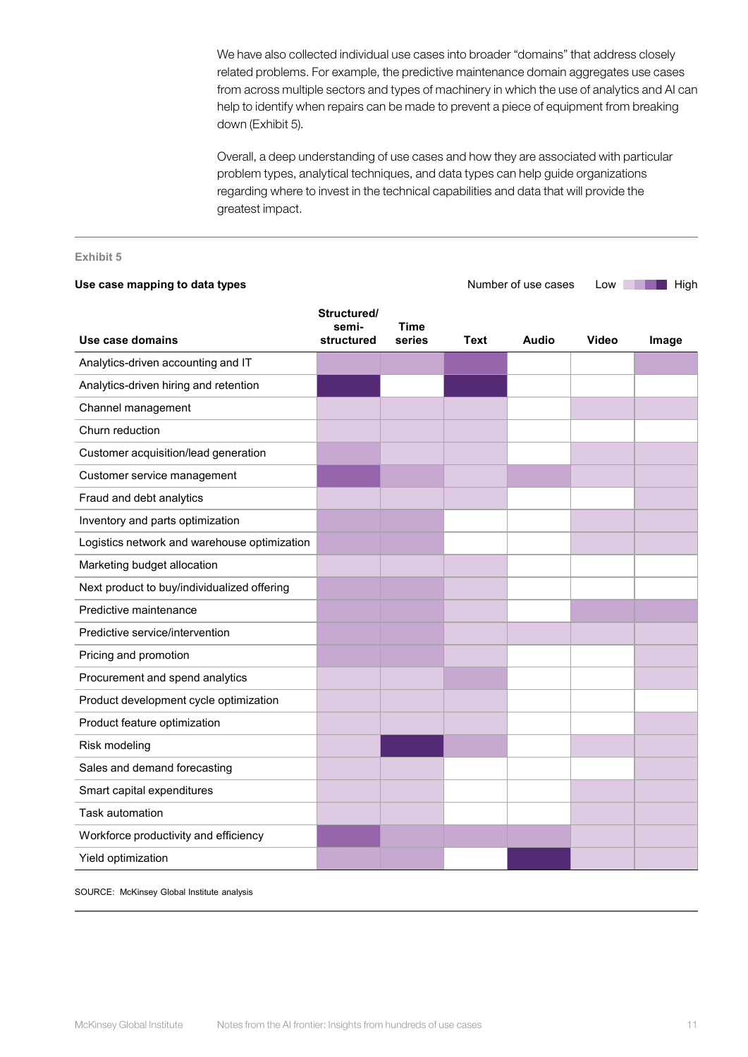We have also collected individual use cases into broader "domains" that address closely related problems. For example, the predictive maintenance domain aggregates use cases from across multiple sectors and types of machinery in which the use of analytics and AI can help to identify when repairs can be made to prevent a piece of equipment from breaking down (Exhibit 5).

Overall, a deep understanding of use cases and how they are associated with particular problem types, analytical techniques, and data types can help guide organizations regarding where to invest in the technical capabilities and data that will provide the greatest impact.

**Exhibit 5**

**Use case mapping to data types**

Number of use cases Low High

| Use case domains | Structured/ semi-structured | Time series | Text | Audio | Video | Image |
|---|---|---|---|---|---|---|
| Analytics-driven accounting and IT | | | | | | |
| Analytics-driven hiring and retention | | | | | | |
| Channel management | | | | | | |
| Churn reduction | | | | | | |
| Customer acquisition/lead generation | | | | | | |
| Customer service management | | | | | | |
| Fraud and debt analytics | | | | | | |
| Inventory and parts optimization | | | | | | |
| Logistics network and warehouse optimization | | | | | | |
| Marketing budget allocation | | | | | | |
| Next product to buy/individualized offering | | | | | | |
| Predictive maintenance | | | | | | |
| Predictive service/intervention | | | | | | |
| Pricing and promotion | | | | | | |
| Procurement and spend analytics | | | | | | |
| Product development cycle optimization | | | | | | |
| Product feature optimization | | | | | | |
| Risk modeling | | | | | | |
| Sales and demand forecasting | | | | | | |
| Smart capital expenditures | | | | | | |
| Task automation | | | | | | |
| Workforce productivity and efficiency | | | | | | |
| Yield optimization | | | | | | |

SOURCE: McKinsey Global Institute analysis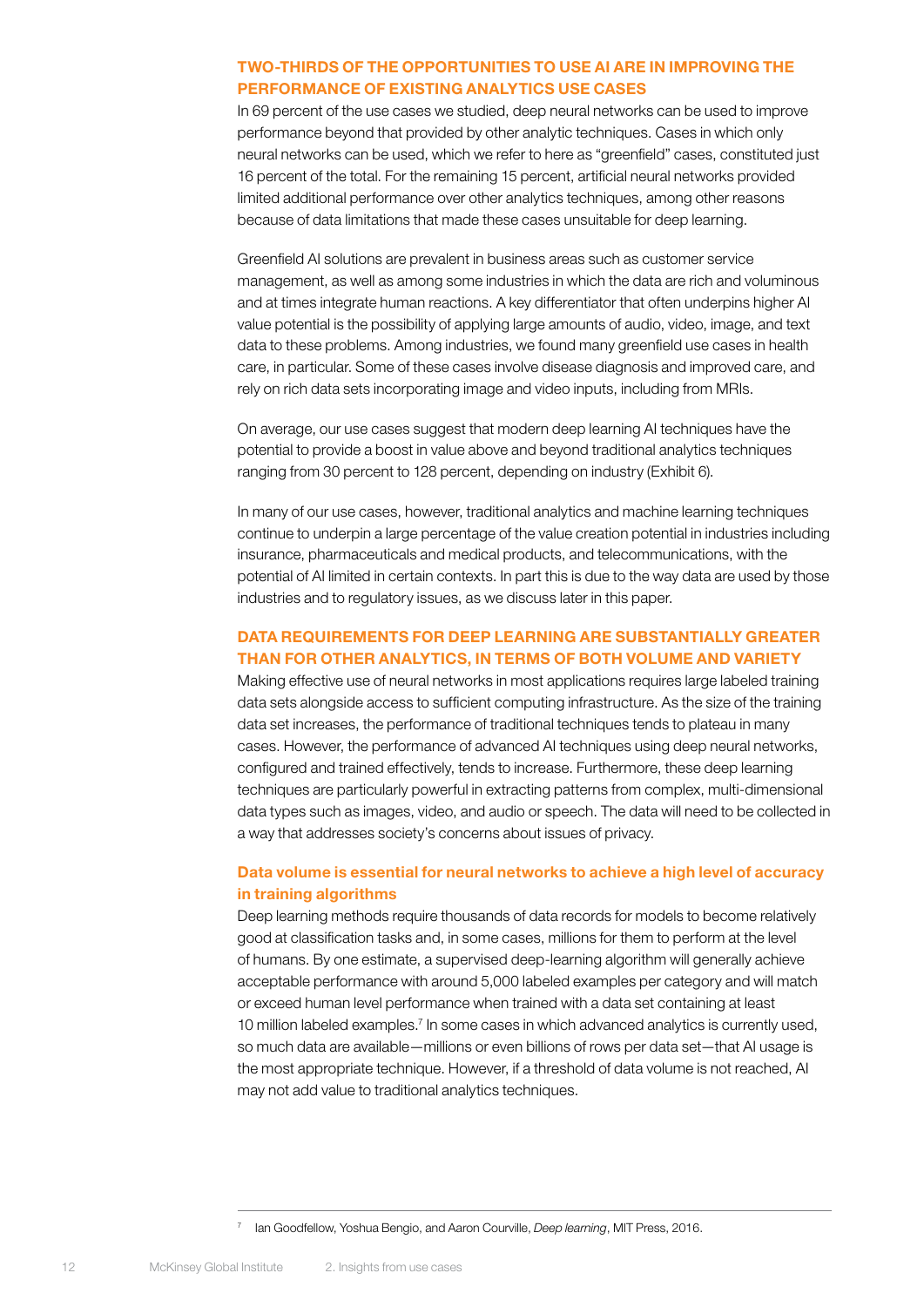## TWO-THIRDS OF THE OPPORTUNITIES TO USE AI ARE IN IMPROVING THE PERFORMANCE OF EXISTING ANALYTICS USE CASES

In 69 percent of the use cases we studied, deep neural networks can be used to improve performance beyond that provided by other analytic techniques. Cases in which only neural networks can be used, which we refer to here as "greenfield" cases, constituted just 16 percent of the total. For the remaining 15 percent, artificial neural networks provided limited additional performance over other analytics techniques, among other reasons because of data limitations that made these cases unsuitable for deep learning.

Greenfield AI solutions are prevalent in business areas such as customer service management, as well as among some industries in which the data are rich and voluminous and at times integrate human reactions. A key differentiator that often underpins higher AI value potential is the possibility of applying large amounts of audio, video, image, and text data to these problems. Among industries, we found many greenfield use cases in health care, in particular. Some of these cases involve disease diagnosis and improved care, and rely on rich data sets incorporating image and video inputs, including from MRIs.

On average, our use cases suggest that modern deep learning AI techniques have the potential to provide a boost in value above and beyond traditional analytics techniques ranging from 30 percent to 128 percent, depending on industry (Exhibit 6).

In many of our use cases, however, traditional analytics and machine learning techniques continue to underpin a large percentage of the value creation potential in industries including insurance, pharmaceuticals and medical products, and telecommunications, with the potential of AI limited in certain contexts. In part this is due to the way data are used by those industries and to regulatory issues, as we discuss later in this paper.

## DATA REQUIREMENTS FOR DEEP LEARNING ARE SUBSTANTIALLY GREATER THAN FOR OTHER ANALYTICS, IN TERMS OF BOTH VOLUME AND VARIETY

Making effective use of neural networks in most applications requires large labeled training data sets alongside access to sufficient computing infrastructure. As the size of the training data set increases, the performance of traditional techniques tends to plateau in many cases. However, the performance of advanced AI techniques using deep neural networks, configured and trained effectively, tends to increase. Furthermore, these deep learning techniques are particularly powerful in extracting patterns from complex, multi-dimensional data types such as images, video, and audio or speech. The data will need to be collected in a way that addresses society's concerns about issues of privacy.

### Data volume is essential for neural networks to achieve a high level of accuracy in training algorithms

Deep learning methods require thousands of data records for models to become relatively good at classification tasks and, in some cases, millions for them to perform at the level of humans. By one estimate, a supervised deep-learning algorithm will generally achieve acceptable performance with around 5,000 labeled examples per category and will match or exceed human level performance when trained with a data set containing at least 10 million labeled examples.[7] In some cases in which advanced analytics is currently used, so much data are available—millions or even billions of rows per data set—that AI usage is the most appropriate technique. However, if a threshold of data volume is not reached, AI may not add value to traditional analytics techniques.

---

[7] Ian Goodfellow, Yoshua Bengio, and Aaron Courville, *Deep learning*, MIT Press, 2016.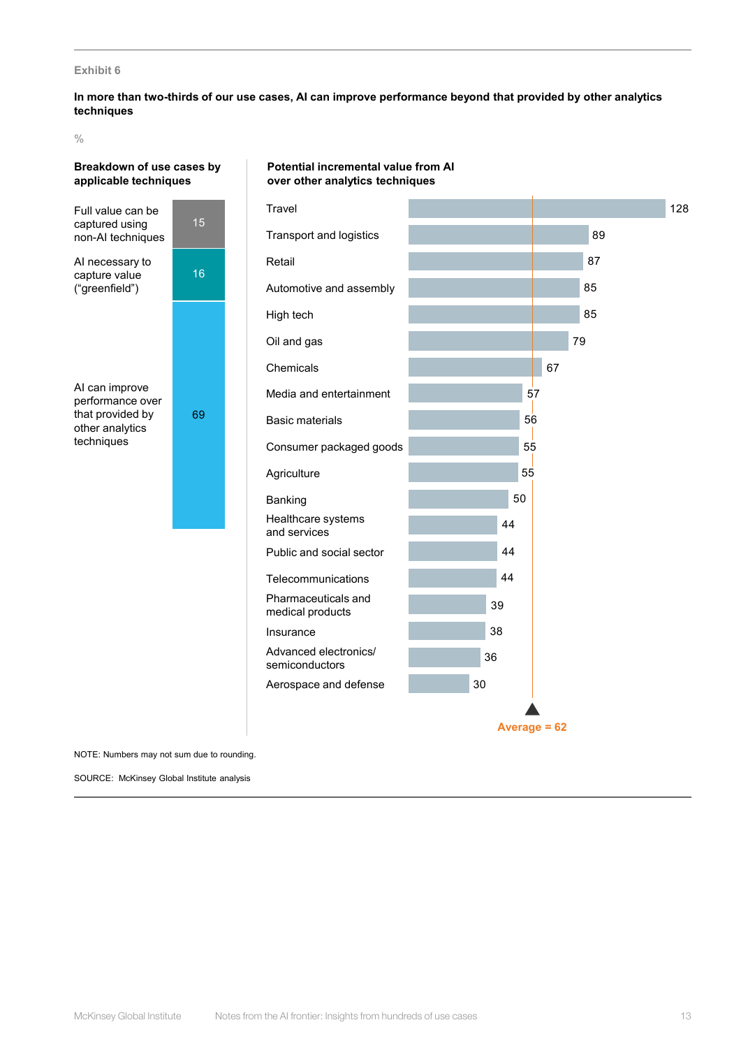Exhibit 6

**In more than two-thirds of our use cases, AI can improve performance beyond that provided by other analytics techniques**

%

**Breakdown of use cases by applicable techniques**

| Category | % |
|---|---|
| Full value can be captured using non-AI techniques | 15 |
| AI necessary to capture value ("greenfield") | 16 |
| AI can improve performance over that provided by other analytics techniques | 69 |

**Potential incremental value from AI over other analytics techniques**

| Industry | % |
|---|---|
| Travel | 128 |
| Transport and logistics | 89 |
| Retail | 87 |
| Automotive and assembly | 85 |
| High tech | 85 |
| Oil and gas | 79 |
| Chemicals | 67 |
| Media and entertainment | 57 |
| Basic materials | 56 |
| Consumer packaged goods | 55 |
| Agriculture | 55 |
| Banking | 50 |
| Healthcare systems and services | 44 |
| Public and social sector | 44 |
| Telecommunications | 44 |
| Pharmaceuticals and medical products | 39 |
| Insurance | 38 |
| Advanced electronics/ semiconductors | 36 |
| Aerospace and defense | 30 |

Average = 62

NOTE: Numbers may not sum due to rounding.

SOURCE: McKinsey Global Institute analysis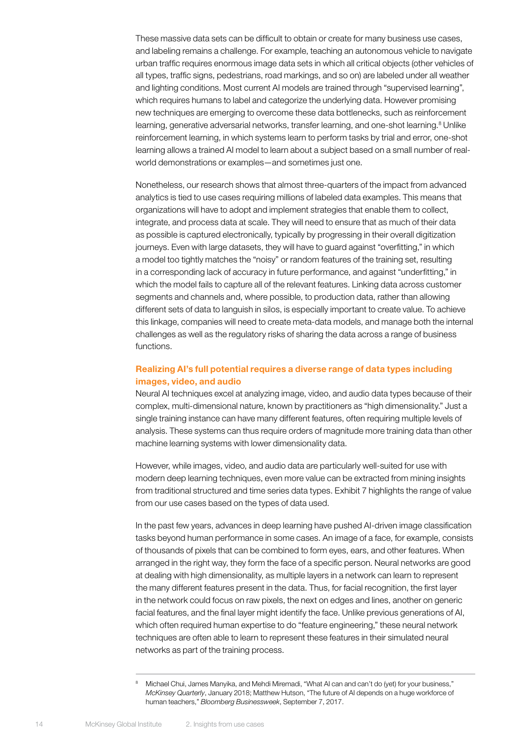These massive data sets can be difficult to obtain or create for many business use cases, and labeling remains a challenge. For example, teaching an autonomous vehicle to navigate urban traffic requires enormous image data sets in which all critical objects (other vehicles of all types, traffic signs, pedestrians, road markings, and so on) are labeled under all weather and lighting conditions. Most current AI models are trained through "supervised learning", which requires humans to label and categorize the underlying data. However promising new techniques are emerging to overcome these data bottlenecks, such as reinforcement learning, generative adversarial networks, transfer learning, and one-shot learning.[8] Unlike reinforcement learning, in which systems learn to perform tasks by trial and error, one-shot learning allows a trained AI model to learn about a subject based on a small number of real-world demonstrations or examples—and sometimes just one.

Nonetheless, our research shows that almost three-quarters of the impact from advanced analytics is tied to use cases requiring millions of labeled data examples. This means that organizations will have to adopt and implement strategies that enable them to collect, integrate, and process data at scale. They will need to ensure that as much of their data as possible is captured electronically, typically by progressing in their overall digitization journeys. Even with large datasets, they will have to guard against "overfitting," in which a model too tightly matches the "noisy" or random features of the training set, resulting in a corresponding lack of accuracy in future performance, and against "underfitting," in which the model fails to capture all of the relevant features. Linking data across customer segments and channels and, where possible, to production data, rather than allowing different sets of data to languish in silos, is especially important to create value. To achieve this linkage, companies will need to create meta-data models, and manage both the internal challenges as well as the regulatory risks of sharing the data across a range of business functions.

### Realizing AI's full potential requires a diverse range of data types including images, video, and audio

Neural AI techniques excel at analyzing image, video, and audio data types because of their complex, multi-dimensional nature, known by practitioners as "high dimensionality." Just a single training instance can have many different features, often requiring multiple levels of analysis. These systems can thus require orders of magnitude more training data than other machine learning systems with lower dimensionality data.

However, while images, video, and audio data are particularly well-suited for use with modern deep learning techniques, even more value can be extracted from mining insights from traditional structured and time series data types. Exhibit 7 highlights the range of value from our use cases based on the types of data used.

In the past few years, advances in deep learning have pushed AI-driven image classification tasks beyond human performance in some cases. An image of a face, for example, consists of thousands of pixels that can be combined to form eyes, ears, and other features. When arranged in the right way, they form the face of a specific person. Neural networks are good at dealing with high dimensionality, as multiple layers in a network can learn to represent the many different features present in the data. Thus, for facial recognition, the first layer in the network could focus on raw pixels, the next on edges and lines, another on generic facial features, and the final layer might identify the face. Unlike previous generations of AI, which often required human expertise to do "feature engineering," these neural network techniques are often able to learn to represent these features in their simulated neural networks as part of the training process.

---

[8] Michael Chui, James Manyika, and Mehdi Miremadi, "What AI can and can't do (yet) for your business," *McKinsey Quarterly*, January 2018; Matthew Hutson, "The future of AI depends on a huge workforce of human teachers," *Bloomberg Businessweek*, September 7, 2017.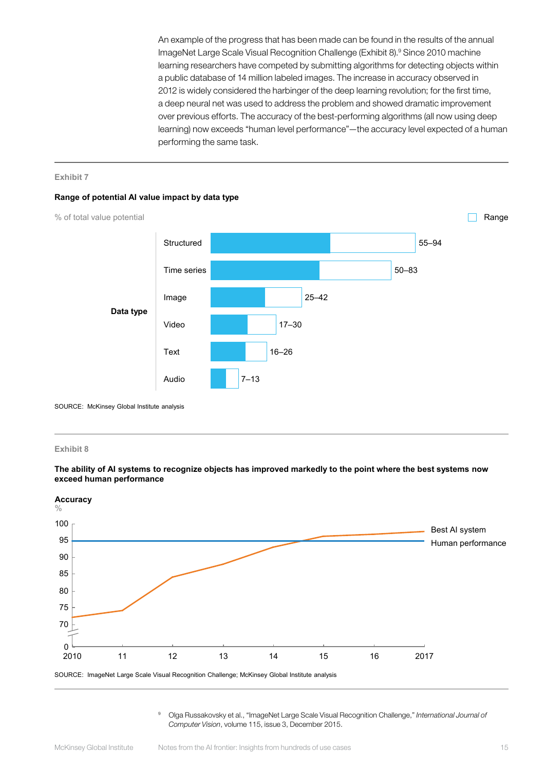An example of the progress that has been made can be found in the results of the annual ImageNet Large Scale Visual Recognition Challenge (Exhibit 8).[9] Since 2010 machine learning researchers have competed by submitting algorithms for detecting objects within a public database of 14 million labeled images. The increase in accuracy observed in 2012 is widely considered the harbinger of the deep learning revolution; for the first time, a deep neural net was used to address the problem and showed dramatic improvement over previous efforts. The accuracy of the best-performing algorithms (all now using deep learning) now exceeds "human level performance"—the accuracy level expected of a human performing the same task.

Exhibit 7

**Range of potential AI value impact by data type**

% of total value potential

| Data type | Range |
|---|---|
| Structured | 55–94 |
| Time series | 50–83 |
| Image | 25–42 |
| Video | 17–30 |
| Text | 16–26 |
| Audio | 7–13 |

SOURCE: McKinsey Global Institute analysis

Exhibit 8

**The ability of AI systems to recognize objects has improved markedly to the point where the best systems now exceed human performance**

**Accuracy**
%

Y-axis: 0, 70, 75, 80, 85, 90, 95, 100
X-axis: 2010, 11, 12, 13, 14, 15, 16, 2017

Best AI system

Human performance

SOURCE: ImageNet Large Scale Visual Recognition Challenge; McKinsey Global Institute analysis

[9] Olga Russakovsky et al., "ImageNet Large Scale Visual Recognition Challenge," *International Journal of Computer Vision*, volume 115, issue 3, December 2015.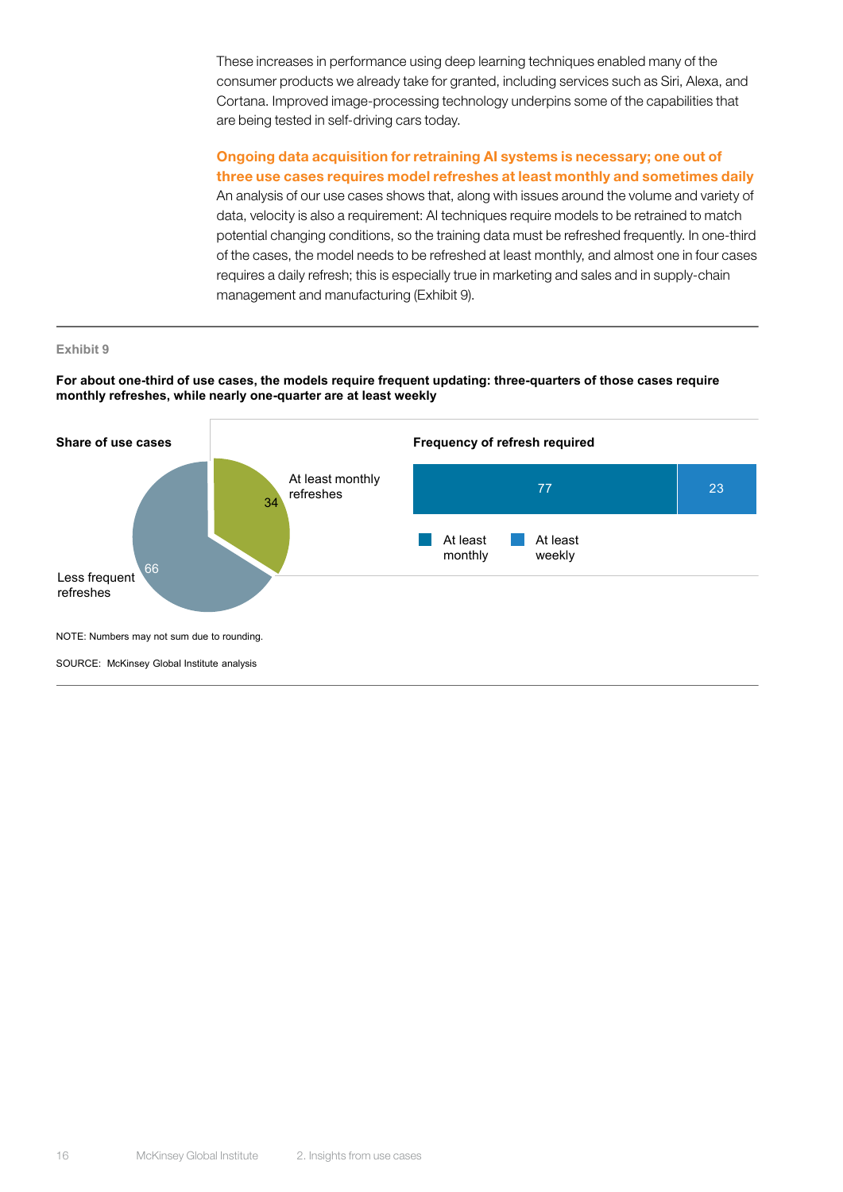These increases in performance using deep learning techniques enabled many of the consumer products we already take for granted, including services such as Siri, Alexa, and Cortana. Improved image-processing technology underpins some of the capabilities that are being tested in self-driving cars today.

### Ongoing data acquisition for retraining AI systems is necessary; one out of three use cases requires model refreshes at least monthly and sometimes daily

An analysis of our use cases shows that, along with issues around the volume and variety of data, velocity is also a requirement: AI techniques require models to be retrained to match potential changing conditions, so the training data must be refreshed frequently. In one-third of the cases, the model needs to be refreshed at least monthly, and almost one in four cases requires a daily refresh; this is especially true in marketing and sales and in supply-chain management and manufacturing (Exhibit 9).

Exhibit 9

**For about one-third of use cases, the models require frequent updating: three-quarters of those cases require monthly refreshes, while nearly one-quarter are at least weekly**

**Share of use cases**

| Category | Share |
|---|---|
| At least monthly refreshes | 34 |
| Less frequent refreshes | 66 |

**Frequency of refresh required**

| At least monthly | At least weekly |
|---|---|
| 77 | 23 |

NOTE: Numbers may not sum due to rounding.

SOURCE: McKinsey Global Institute analysis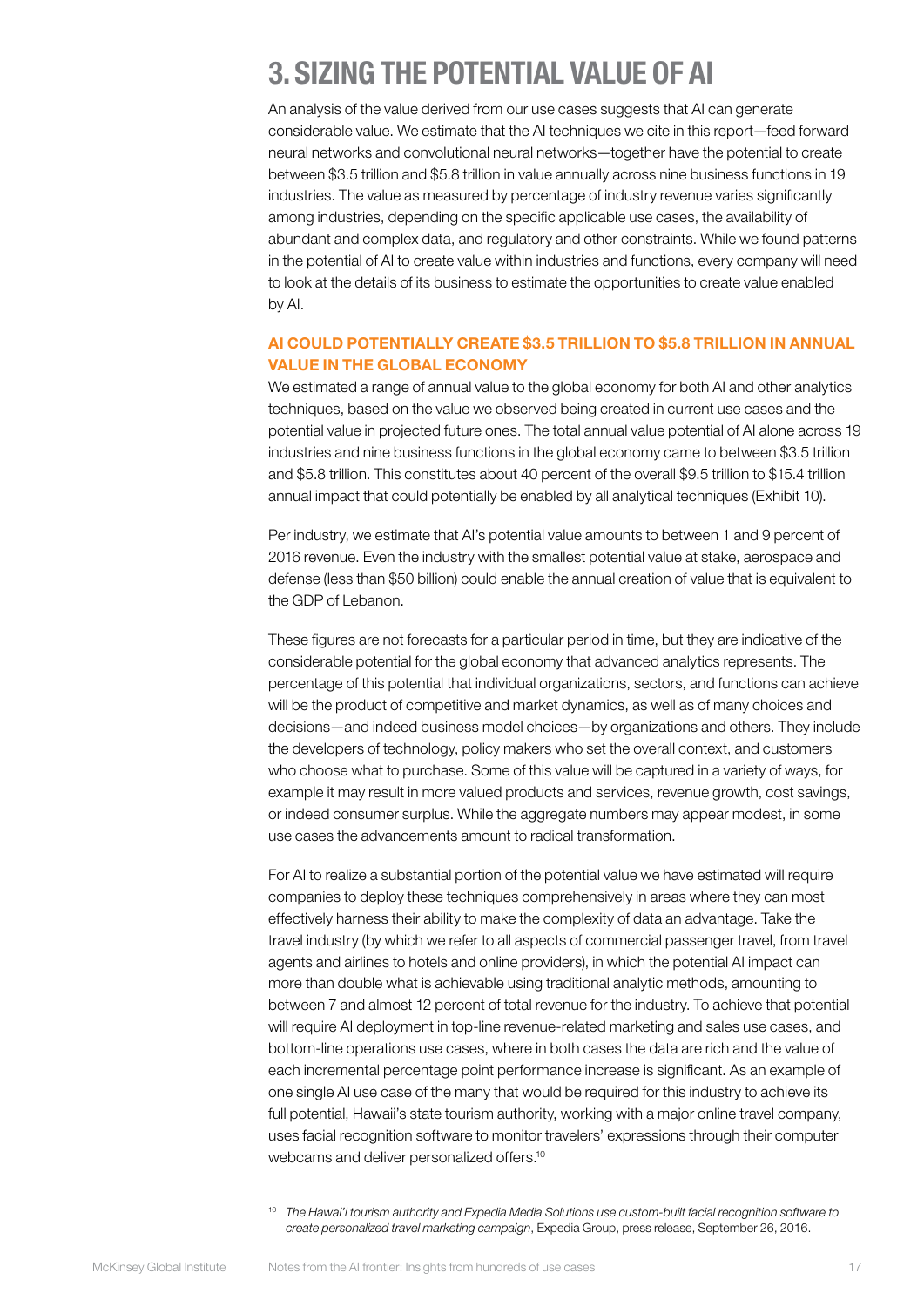# 3. SIZING THE POTENTIAL VALUE OF AI

An analysis of the value derived from our use cases suggests that AI can generate considerable value. We estimate that the AI techniques we cite in this report—feed forward neural networks and convolutional neural networks—together have the potential to create between \$3.5 trillion and \$5.8 trillion in value annually across nine business functions in 19 industries. The value as measured by percentage of industry revenue varies significantly among industries, depending on the specific applicable use cases, the availability of abundant and complex data, and regulatory and other constraints. While we found patterns in the potential of AI to create value within industries and functions, every company will need to look at the details of its business to estimate the opportunities to create value enabled by AI.

## AI COULD POTENTIALLY CREATE \$3.5 TRILLION TO \$5.8 TRILLION IN ANNUAL VALUE IN THE GLOBAL ECONOMY

We estimated a range of annual value to the global economy for both AI and other analytics techniques, based on the value we observed being created in current use cases and the potential value in projected future ones. The total annual value potential of AI alone across 19 industries and nine business functions in the global economy came to between \$3.5 trillion and \$5.8 trillion. This constitutes about 40 percent of the overall \$9.5 trillion to \$15.4 trillion annual impact that could potentially be enabled by all analytical techniques (Exhibit 10).

Per industry, we estimate that AI's potential value amounts to between 1 and 9 percent of 2016 revenue. Even the industry with the smallest potential value at stake, aerospace and defense (less than \$50 billion) could enable the annual creation of value that is equivalent to the GDP of Lebanon.

These figures are not forecasts for a particular period in time, but they are indicative of the considerable potential for the global economy that advanced analytics represents. The percentage of this potential that individual organizations, sectors, and functions can achieve will be the product of competitive and market dynamics, as well as of many choices and decisions—and indeed business model choices—by organizations and others. They include the developers of technology, policy makers who set the overall context, and customers who choose what to purchase. Some of this value will be captured in a variety of ways, for example it may result in more valued products and services, revenue growth, cost savings, or indeed consumer surplus. While the aggregate numbers may appear modest, in some use cases the advancements amount to radical transformation.

For AI to realize a substantial portion of the potential value we have estimated will require companies to deploy these techniques comprehensively in areas where they can most effectively harness their ability to make the complexity of data an advantage. Take the travel industry (by which we refer to all aspects of commercial passenger travel, from travel agents and airlines to hotels and online providers), in which the potential AI impact can more than double what is achievable using traditional analytic methods, amounting to between 7 and almost 12 percent of total revenue for the industry. To achieve that potential will require AI deployment in top-line revenue-related marketing and sales use cases, and bottom-line operations use cases, where in both cases the data are rich and the value of each incremental percentage point performance increase is significant. As an example of one single AI use case of the many that would be required for this industry to achieve its full potential, Hawaii's state tourism authority, working with a major online travel company, uses facial recognition software to monitor travelers' expressions through their computer webcams and deliver personalized offers.[10]

---

[10] *The Hawai'i tourism authority and Expedia Media Solutions use custom-built facial recognition software to create personalized travel marketing campaign*, Expedia Group, press release, September 26, 2016.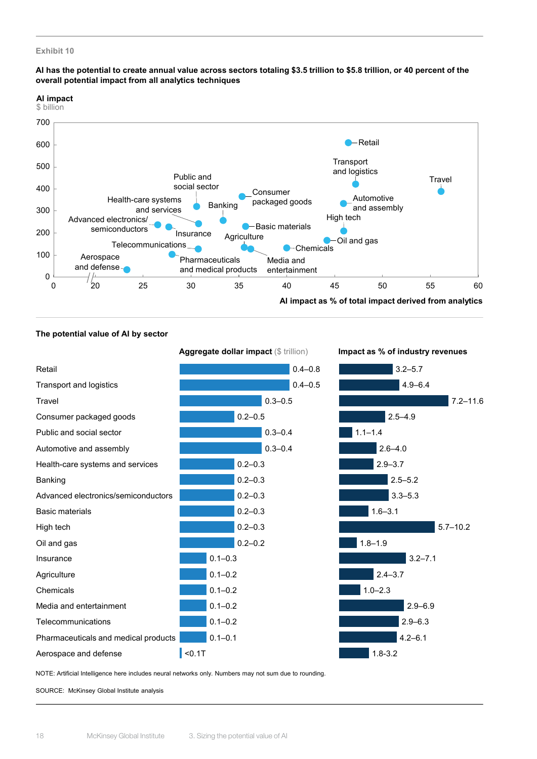Exhibit 10

**AI has the potential to create annual value across sectors totaling $3.5 trillion to $5.8 trillion, or 40 percent of the overall potential impact from all analytics techniques**

**AI impact**
$ billion

| Sector | AI impact ($ billion, approx.) | AI impact as % of total impact derived from analytics (approx.) |
|---|---|---|
| Retail | ~600 | ~46 |
| Transport and logistics | ~420 | ~47 |
| Travel | ~390 | ~56 |
| Consumer packaged goods | ~365 | ~35 |
| Automotive and assembly | ~330 | ~46 |
| Public and social sector | ~320 | ~31 |
| Banking | ~255 | ~34 |
| Health-care systems and services | ~240 | ~31 |
| Advanced electronics/semiconductors | ~235 | ~26 |
| Insurance | ~225 | ~27 |
| Basic materials | ~225 | ~36 |
| High tech | ~210 | ~46 |
| Oil and gas | ~165 | ~44 |
| Agriculture | ~135 | ~35 |
| Chemicals | ~130 | ~40 |
| Media and entertainment | ~130 | ~36 |
| Telecommunications | ~125 | ~31 |
| Pharmaceuticals and medical products | ~100 | ~28 |
| Aerospace and defense | ~30 | ~23 |

**The potential value of AI by sector**

| Sector | **Aggregate dollar impact** ($ trillion) | **Impact as % of industry revenues** |
|---|---|---|
| Retail | 0.4–0.8 | 3.2–5.7 |
| Transport and logistics | 0.4–0.5 | 4.9–6.4 |
| Travel | 0.3–0.5 | 7.2–11.6 |
| Consumer packaged goods | 0.2–0.5 | 2.5–4.9 |
| Public and social sector | 0.3–0.4 | 1.1–1.4 |
| Automotive and assembly | 0.3–0.4 | 2.6–4.0 |
| Health-care systems and services | 0.2–0.3 | 2.9–3.7 |
| Banking | 0.2–0.3 | 2.5–5.2 |
| Advanced electronics/semiconductors | 0.2–0.3 | 3.3–5.3 |
| Basic materials | 0.2–0.3 | 1.6–3.1 |
| High tech | 0.2–0.3 | 5.7–10.2 |
| Oil and gas | 0.2–0.2 | 1.8–1.9 |
| Insurance | 0.1–0.3 | 3.2–7.1 |
| Agriculture | 0.1–0.2 | 2.4–3.7 |
| Chemicals | 0.1–0.2 | 1.0–2.3 |
| Media and entertainment | 0.1–0.2 | 2.9–6.9 |
| Telecommunications | 0.1–0.2 | 2.9–6.3 |
| Pharmaceuticals and medical products | 0.1–0.1 | 4.2–6.1 |
| Aerospace and defense | <0.1T | 1.8-3.2 |

NOTE: Artificial Intelligence here includes neural networks only. Numbers may not sum due to rounding.

SOURCE: McKinsey Global Institute analysis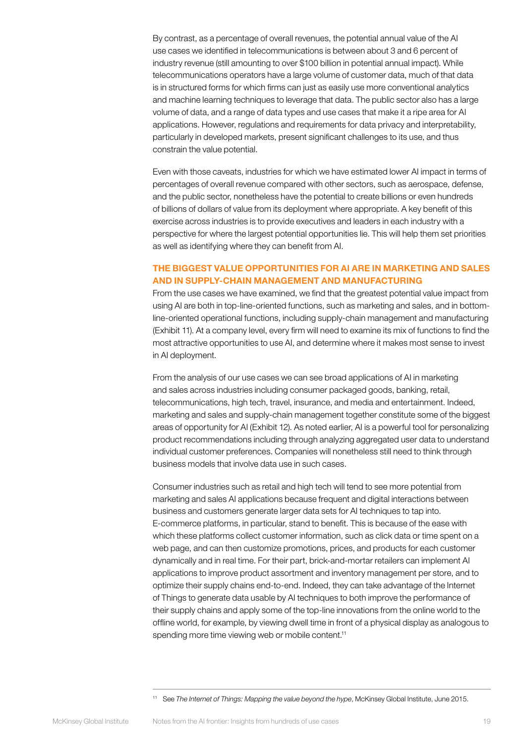By contrast, as a percentage of overall revenues, the potential annual value of the AI use cases we identified in telecommunications is between about 3 and 6 percent of industry revenue (still amounting to over $100 billion in potential annual impact). While telecommunications operators have a large volume of customer data, much of that data is in structured forms for which firms can just as easily use more conventional analytics and machine learning techniques to leverage that data. The public sector also has a large volume of data, and a range of data types and use cases that make it a ripe area for AI applications. However, regulations and requirements for data privacy and interpretability, particularly in developed markets, present significant challenges to its use, and thus constrain the value potential.

Even with those caveats, industries for which we have estimated lower AI impact in terms of percentages of overall revenue compared with other sectors, such as aerospace, defense, and the public sector, nonetheless have the potential to create billions or even hundreds of billions of dollars of value from its deployment where appropriate. A key benefit of this exercise across industries is to provide executives and leaders in each industry with a perspective for where the largest potential opportunities lie. This will help them set priorities as well as identifying where they can benefit from AI.

## THE BIGGEST VALUE OPPORTUNITIES FOR AI ARE IN MARKETING AND SALES AND IN SUPPLY-CHAIN MANAGEMENT AND MANUFACTURING

From the use cases we have examined, we find that the greatest potential value impact from using AI are both in top-line-oriented functions, such as marketing and sales, and in bottom-line-oriented operational functions, including supply-chain management and manufacturing (Exhibit 11). At a company level, every firm will need to examine its mix of functions to find the most attractive opportunities to use AI, and determine where it makes most sense to invest in AI deployment.

From the analysis of our use cases we can see broad applications of AI in marketing and sales across industries including consumer packaged goods, banking, retail, telecommunications, high tech, travel, insurance, and media and entertainment. Indeed, marketing and sales and supply-chain management together constitute some of the biggest areas of opportunity for AI (Exhibit 12). As noted earlier, AI is a powerful tool for personalizing product recommendations including through analyzing aggregated user data to understand individual customer preferences. Companies will nonetheless still need to think through business models that involve data use in such cases.

Consumer industries such as retail and high tech will tend to see more potential from marketing and sales AI applications because frequent and digital interactions between business and customers generate larger data sets for AI techniques to tap into. E-commerce platforms, in particular, stand to benefit. This is because of the ease with which these platforms collect customer information, such as click data or time spent on a web page, and can then customize promotions, prices, and products for each customer dynamically and in real time. For their part, brick-and-mortar retailers can implement AI applications to improve product assortment and inventory management per store, and to optimize their supply chains end-to-end. Indeed, they can take advantage of the Internet of Things to generate data usable by AI techniques to both improve the performance of their supply chains and apply some of the top-line innovations from the online world to the offline world, for example, by viewing dwell time in front of a physical display as analogous to spending more time viewing web or mobile content.[11]

---

[11] See *The Internet of Things: Mapping the value beyond the hype*, McKinsey Global Institute, June 2015.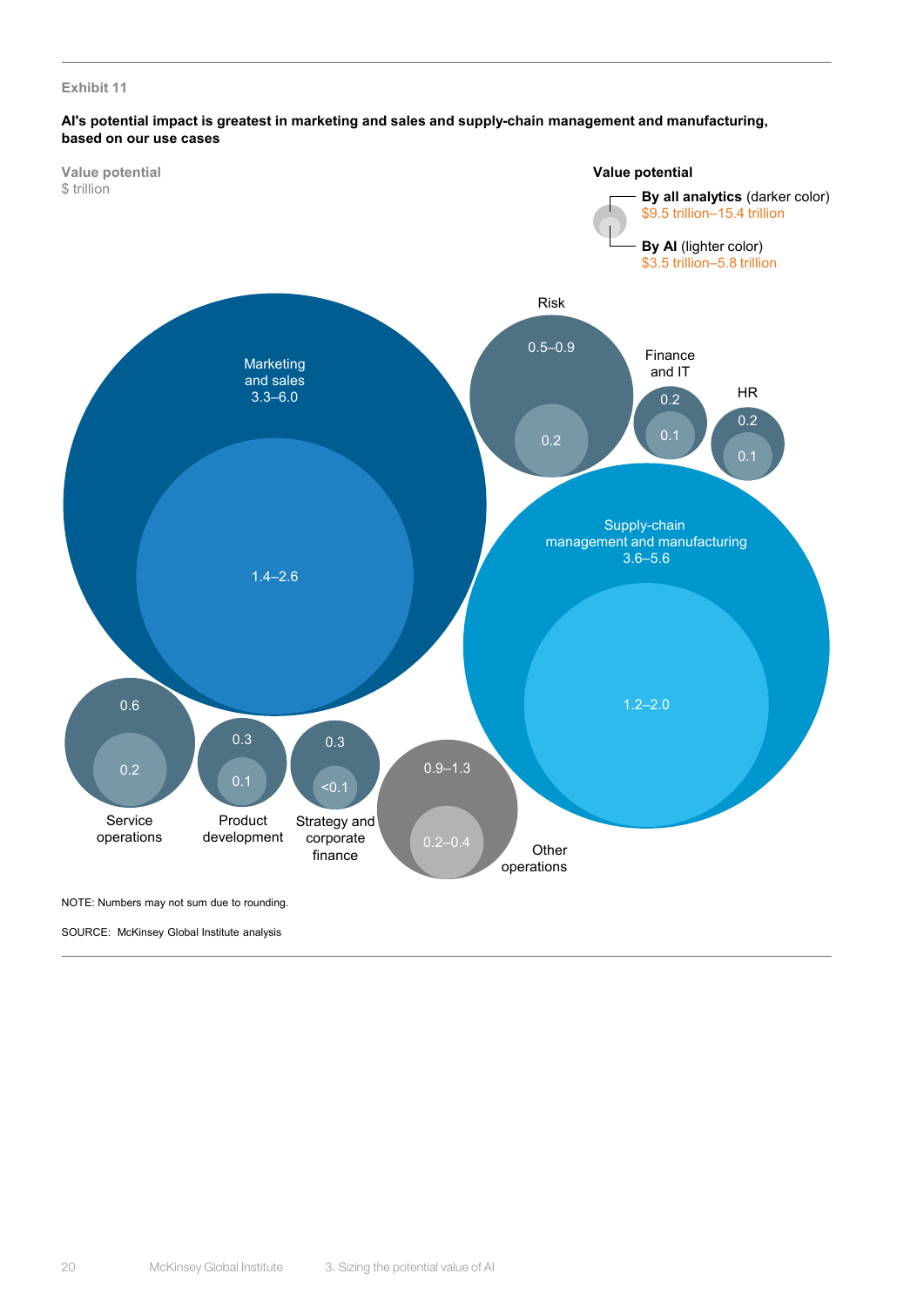Exhibit 11

**AI's potential impact is greatest in marketing and sales and supply-chain management and manufacturing, based on our use cases**

Value potential
$ trillion

Value potential
**By all analytics** (darker color)
$9.5 trillion–15.4 trillion

**By AI** (lighter color)
$3.5 trillion–5.8 trillion

| Function | By all analytics | By AI |
|---|---|---|
| Marketing and sales | 3.3–6.0 | 1.4–2.6 |
| Supply-chain management and manufacturing | 3.6–5.6 | 1.2–2.0 |
| Risk | 0.5–0.9 | 0.2 |
| Finance and IT | 0.2 | 0.1 |
| HR | 0.2 | 0.1 |
| Service operations | 0.6 | 0.2 |
| Product development | 0.3 | 0.1 |
| Strategy and corporate finance | 0.3 | <0.1 |
| Other operations | 0.9–1.3 | 0.2–0.4 |

NOTE: Numbers may not sum due to rounding.

SOURCE: McKinsey Global Institute analysis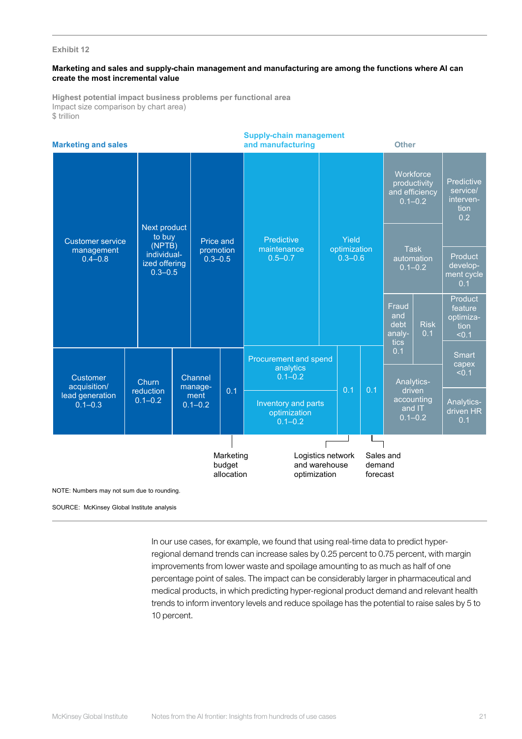Exhibit 12

**Marketing and sales and supply-chain management and manufacturing are among the functions where AI can create the most incremental value**

**Highest potential impact business problems per functional area**
Impact size comparison by chart area)
$ trillion

**Marketing and sales**

- Customer service management 0.4–0.8
- Next product to buy (NPTB) individual-ized offering 0.3–0.5
- Price and promotion 0.3–0.5
- Customer acquisition/ lead generation 0.1–0.3
- Churn reduction 0.1–0.2
- Channel manage-ment 0.1–0.2
- Marketing budget allocation 0.1

**Supply-chain management and manufacturing**

- Predictive maintenance 0.5–0.7
- Yield optimization 0.3–0.6
- Procurement and spend analytics 0.1–0.2
- Inventory and parts optimization 0.1–0.2
- Logistics network and warehouse optimization 0.1
- Sales and demand forecast 0.1

**Other**

- Workforce productivity and efficiency 0.1–0.2
- Predictive service/ interven-tion 0.2
- Task automation 0.1–0.2
- Product develop-ment cycle 0.1
- Fraud and debt analy-tics 0.1
- Risk 0.1
- Product feature optimiza-tion <0.1
- Smart capex <0.1
- Analytics-driven accounting and IT 0.1–0.2
- Analytics-driven HR 0.1

NOTE: Numbers may not sum due to rounding.

SOURCE: McKinsey Global Institute analysis

In our use cases, for example, we found that using real-time data to predict hyper-regional demand trends can increase sales by 0.25 percent to 0.75 percent, with margin improvements from lower waste and spoilage amounting to as much as half of one percentage point of sales. The impact can be considerably larger in pharmaceutical and medical products, in which predicting hyper-regional product demand and relevant health trends to inform inventory levels and reduce spoilage has the potential to raise sales by 5 to 10 percent.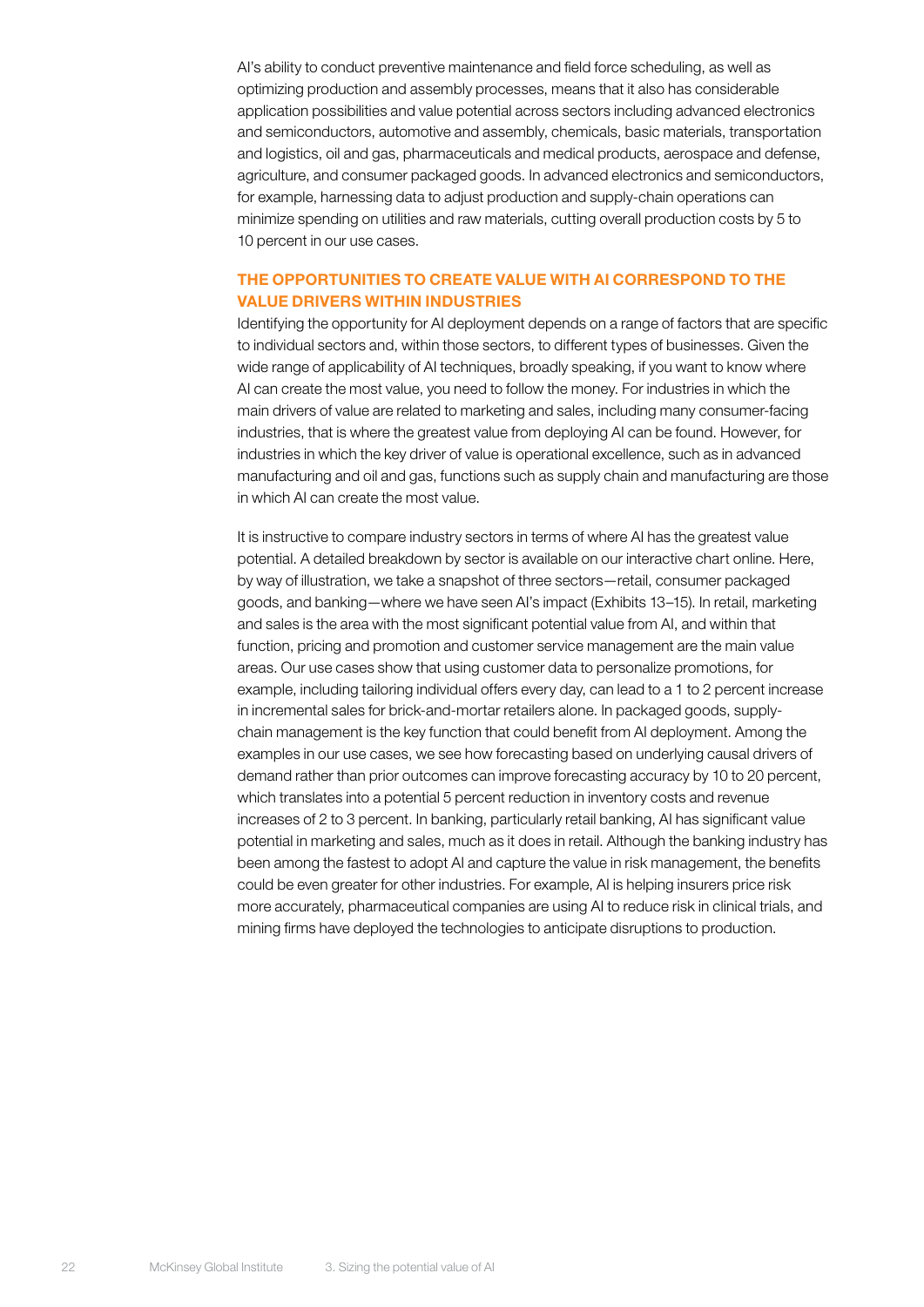AI's ability to conduct preventive maintenance and field force scheduling, as well as optimizing production and assembly processes, means that it also has considerable application possibilities and value potential across sectors including advanced electronics and semiconductors, automotive and assembly, chemicals, basic materials, transportation and logistics, oil and gas, pharmaceuticals and medical products, aerospace and defense, agriculture, and consumer packaged goods. In advanced electronics and semiconductors, for example, harnessing data to adjust production and supply-chain operations can minimize spending on utilities and raw materials, cutting overall production costs by 5 to 10 percent in our use cases.

## THE OPPORTUNITIES TO CREATE VALUE WITH AI CORRESPOND TO THE VALUE DRIVERS WITHIN INDUSTRIES

Identifying the opportunity for AI deployment depends on a range of factors that are specific to individual sectors and, within those sectors, to different types of businesses. Given the wide range of applicability of AI techniques, broadly speaking, if you want to know where AI can create the most value, you need to follow the money. For industries in which the main drivers of value are related to marketing and sales, including many consumer-facing industries, that is where the greatest value from deploying AI can be found. However, for industries in which the key driver of value is operational excellence, such as in advanced manufacturing and oil and gas, functions such as supply chain and manufacturing are those in which AI can create the most value.

It is instructive to compare industry sectors in terms of where AI has the greatest value potential. A detailed breakdown by sector is available on our interactive chart online. Here, by way of illustration, we take a snapshot of three sectors—retail, consumer packaged goods, and banking—where we have seen AI's impact (Exhibits 13–15). In retail, marketing and sales is the area with the most significant potential value from AI, and within that function, pricing and promotion and customer service management are the main value areas. Our use cases show that using customer data to personalize promotions, for example, including tailoring individual offers every day, can lead to a 1 to 2 percent increase in incremental sales for brick-and-mortar retailers alone. In packaged goods, supply-chain management is the key function that could benefit from AI deployment. Among the examples in our use cases, we see how forecasting based on underlying causal drivers of demand rather than prior outcomes can improve forecasting accuracy by 10 to 20 percent, which translates into a potential 5 percent reduction in inventory costs and revenue increases of 2 to 3 percent. In banking, particularly retail banking, AI has significant value potential in marketing and sales, much as it does in retail. Although the banking industry has been among the fastest to adopt AI and capture the value in risk management, the benefits could be even greater for other industries. For example, AI is helping insurers price risk more accurately, pharmaceutical companies are using AI to reduce risk in clinical trials, and mining firms have deployed the technologies to anticipate disruptions to production.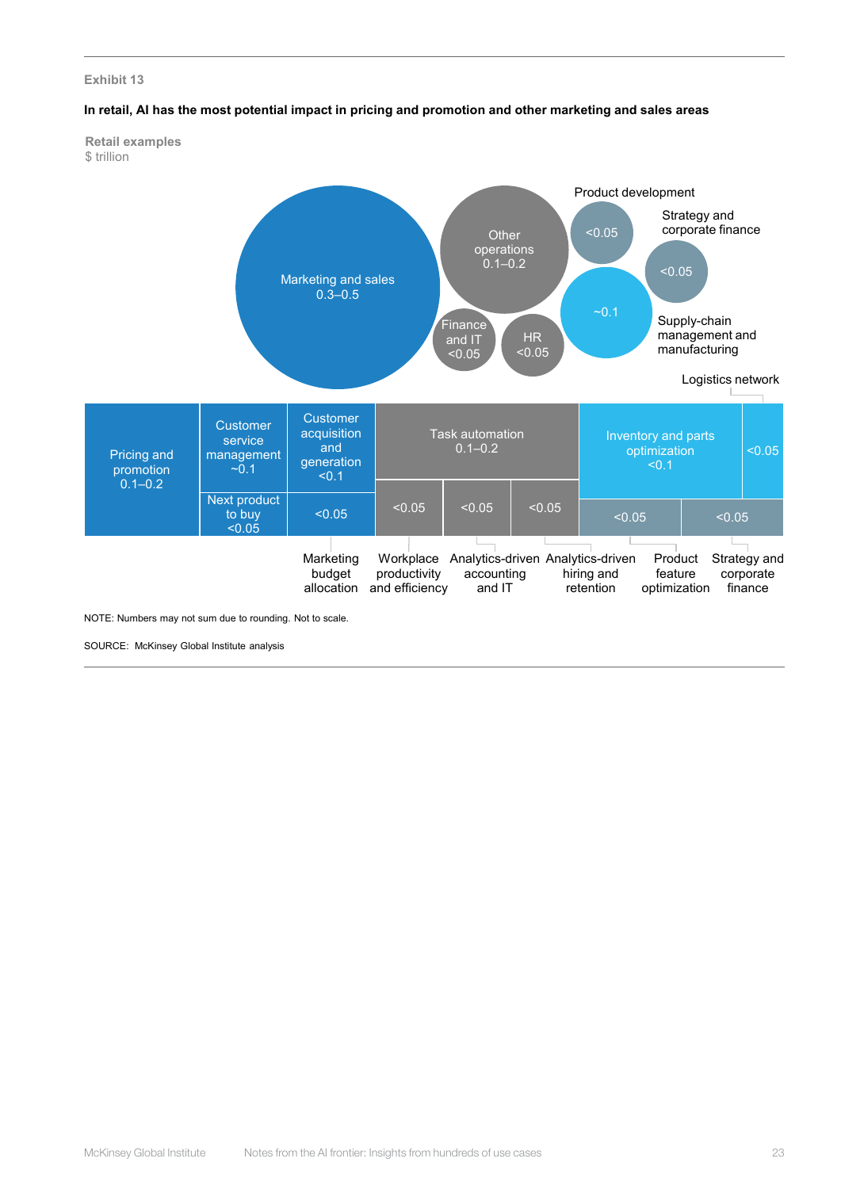Exhibit 13

**In retail, AI has the most potential impact in pricing and promotion and other marketing and sales areas**

Retail examples
$ trillion

Marketing and sales
0.3–0.5

Other operations
0.1–0.2

Finance and IT
<0.05

HR
<0.05

Product development
<0.05

Strategy and corporate finance
<0.05

Supply-chain management and manufacturing
~0.1

Logistics network

Pricing and promotion
0.1–0.2

Customer service management
~0.1

Next product to buy
<0.05

Customer acquisition and generation
<0.1

<0.05

Task automation
0.1–0.2

<0.05

<0.05

<0.05

Inventory and parts optimization
<0.1

<0.05

<0.05

<0.05

Marketing budget allocation

Workplace productivity and efficiency

Analytics-driven accounting and IT

Analytics-driven hiring and retention

Product feature optimization

Strategy and corporate finance

NOTE: Numbers may not sum due to rounding. Not to scale.

SOURCE: McKinsey Global Institute analysis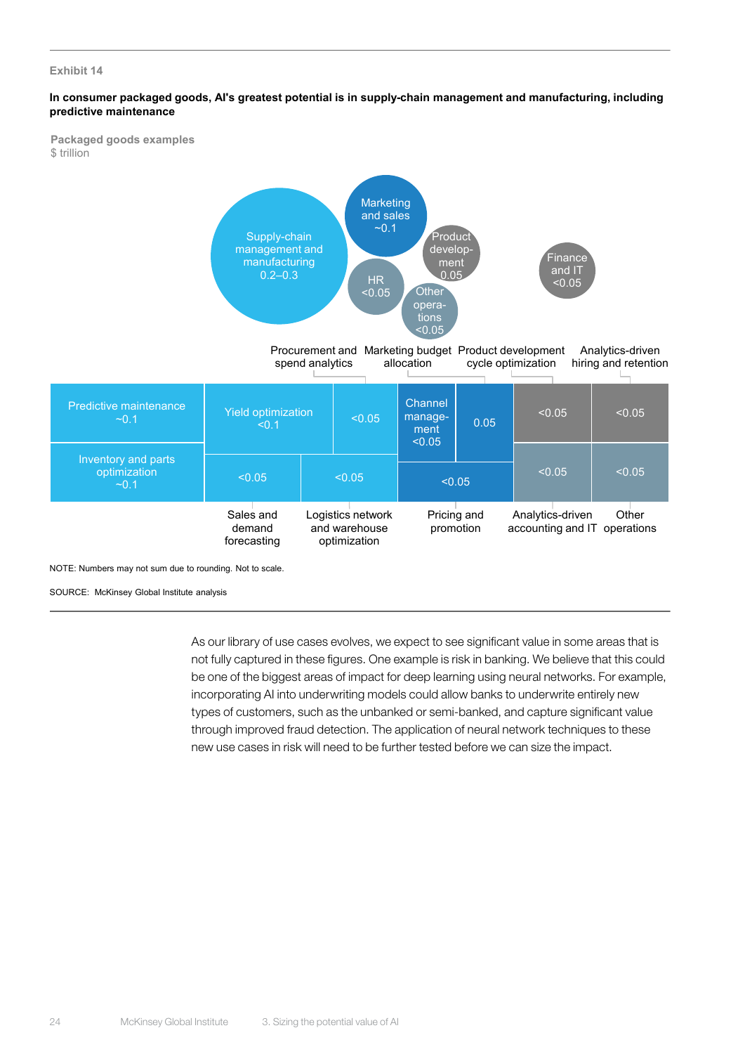Exhibit 14

**In consumer packaged goods, AI's greatest potential is in supply-chain management and manufacturing, including predictive maintenance**

Packaged goods examples
$ trillion

Supply-chain management and manufacturing 0.2–0.3

Marketing and sales ~0.1

HR <0.05

Product development 0.05

Other operations <0.05

Finance and IT <0.05

| Category | Use case | Value ($ trillion) |
|---|---|---|
| Supply-chain management and manufacturing | Predictive maintenance | ~0.1 |
| Supply-chain management and manufacturing | Inventory and parts optimization | ~0.1 |
| Supply-chain management and manufacturing | Yield optimization | <0.1 |
| Supply-chain management and manufacturing | Procurement and spend analytics | <0.05 |
| Supply-chain management and manufacturing | Sales and demand forecasting | <0.05 |
| Supply-chain management and manufacturing | Logistics network and warehouse optimization | <0.05 |
| Marketing and sales | Marketing budget allocation / Channel management | <0.05 |
| Marketing and sales | Pricing and promotion | <0.05 |
| Product development | Product development cycle optimization | 0.05 |
| Finance and IT | Analytics-driven accounting and IT | <0.05 |
| Finance and IT | (unlabeled) | <0.05 |
| HR | Analytics-driven hiring and retention | <0.05 |
| Other operations | Other operations | <0.05 |

NOTE: Numbers may not sum due to rounding. Not to scale.

SOURCE: McKinsey Global Institute analysis

As our library of use cases evolves, we expect to see significant value in some areas that is not fully captured in these figures. One example is risk in banking. We believe that this could be one of the biggest areas of impact for deep learning using neural networks. For example, incorporating AI into underwriting models could allow banks to underwrite entirely new types of customers, such as the unbanked or semi-banked, and capture significant value through improved fraud detection. The application of neural network techniques to these new use cases in risk will need to be further tested before we can size the impact.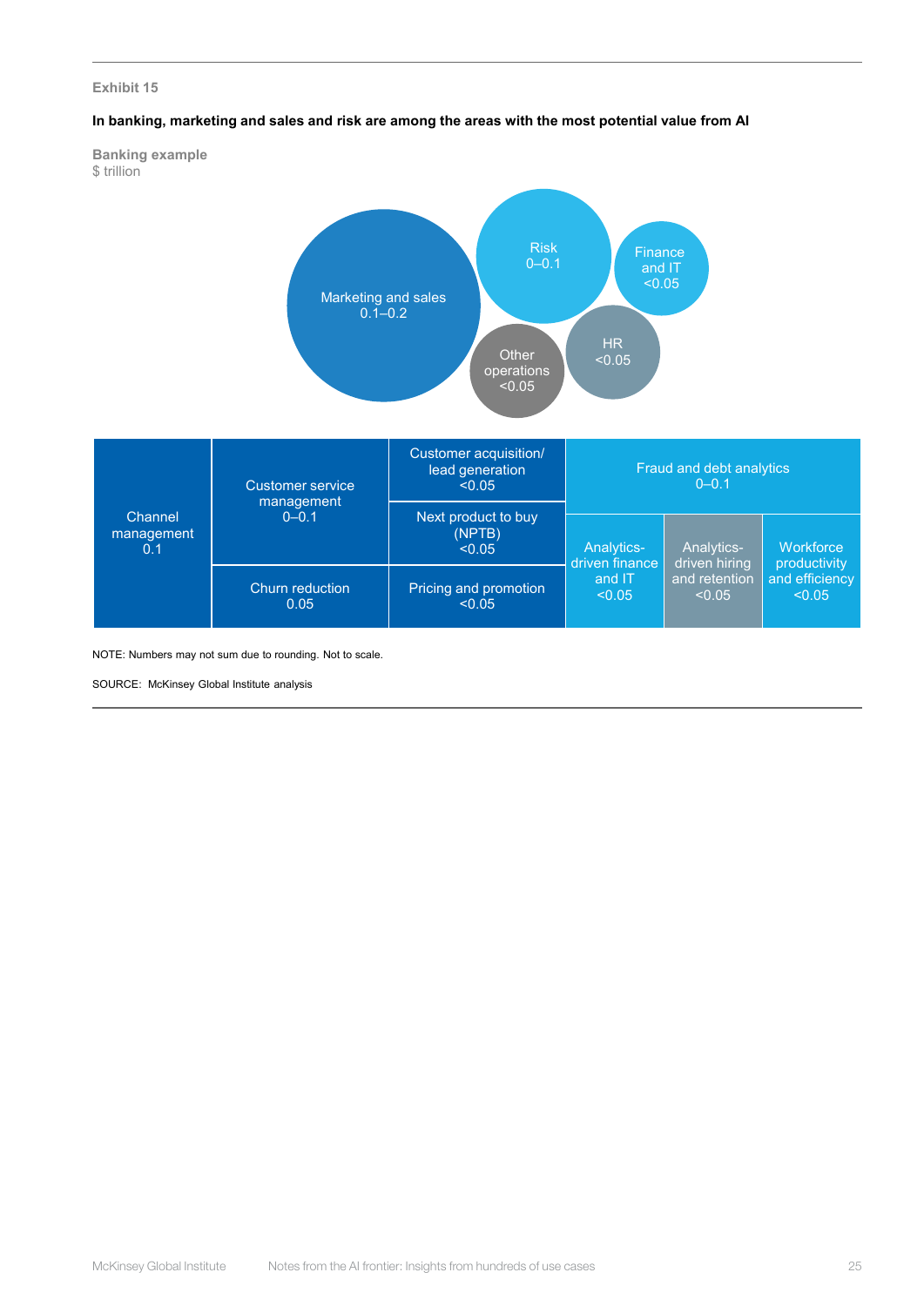Exhibit 15

**In banking, marketing and sales and risk are among the areas with the most potential value from AI**

**Banking example**
$ trillion

Marketing and sales
0.1–0.2

Risk
0–0.1

Finance and IT
<0.05

HR
<0.05

Other operations
<0.05

| Channel management 0.1 | Customer service management 0–0.1 | Customer acquisition/ lead generation <0.05 | Fraud and debt analytics 0–0.1 | | |
|---|---|---|---|---|---|
| | | Next product to buy (NPTB) <0.05 | Analytics-driven finance and IT <0.05 | Analytics-driven hiring and retention <0.05 | Workforce productivity and efficiency <0.05 |
| | Churn reduction 0.05 | Pricing and promotion <0.05 | | | |

NOTE: Numbers may not sum due to rounding. Not to scale.

SOURCE: McKinsey Global Institute analysis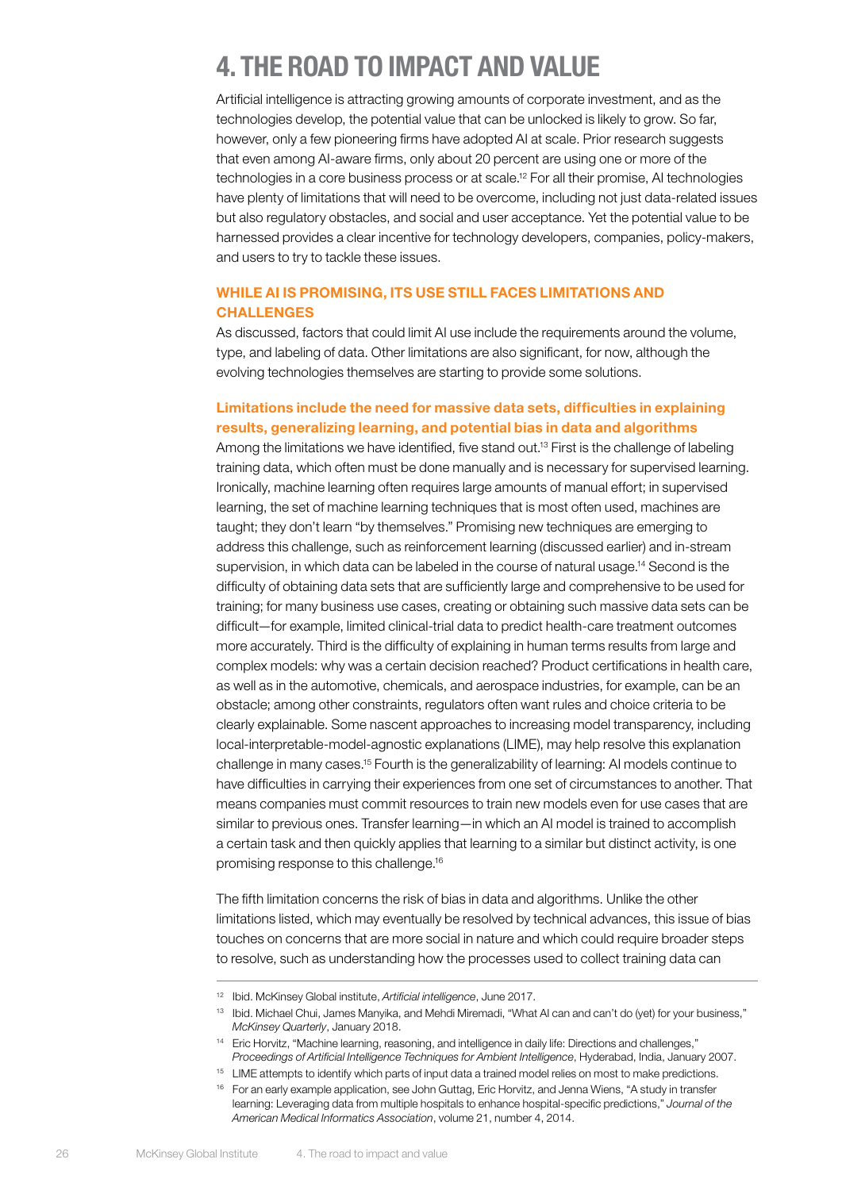# 4. THE ROAD TO IMPACT AND VALUE

Artificial intelligence is attracting growing amounts of corporate investment, and as the technologies develop, the potential value that can be unlocked is likely to grow. So far, however, only a few pioneering firms have adopted AI at scale. Prior research suggests that even among AI-aware firms, only about 20 percent are using one or more of the technologies in a core business process or at scale.[12] For all their promise, AI technologies have plenty of limitations that will need to be overcome, including not just data-related issues but also regulatory obstacles, and social and user acceptance. Yet the potential value to be harnessed provides a clear incentive for technology developers, companies, policy-makers, and users to try to tackle these issues.

## WHILE AI IS PROMISING, ITS USE STILL FACES LIMITATIONS AND CHALLENGES

As discussed, factors that could limit AI use include the requirements around the volume, type, and labeling of data. Other limitations are also significant, for now, although the evolving technologies themselves are starting to provide some solutions.

### Limitations include the need for massive data sets, difficulties in explaining results, generalizing learning, and potential bias in data and algorithms

Among the limitations we have identified, five stand out.[13] First is the challenge of labeling training data, which often must be done manually and is necessary for supervised learning. Ironically, machine learning often requires large amounts of manual effort; in supervised learning, the set of machine learning techniques that is most often used, machines are taught; they don't learn "by themselves." Promising new techniques are emerging to address this challenge, such as reinforcement learning (discussed earlier) and in-stream supervision, in which data can be labeled in the course of natural usage.[14] Second is the difficulty of obtaining data sets that are sufficiently large and comprehensive to be used for training; for many business use cases, creating or obtaining such massive data sets can be difficult—for example, limited clinical-trial data to predict health-care treatment outcomes more accurately. Third is the difficulty of explaining in human terms results from large and complex models: why was a certain decision reached? Product certifications in health care, as well as in the automotive, chemicals, and aerospace industries, for example, can be an obstacle; among other constraints, regulators often want rules and choice criteria to be clearly explainable. Some nascent approaches to increasing model transparency, including local-interpretable-model-agnostic explanations (LIME), may help resolve this explanation challenge in many cases.[15] Fourth is the generalizability of learning: AI models continue to have difficulties in carrying their experiences from one set of circumstances to another. That means companies must commit resources to train new models even for use cases that are similar to previous ones. Transfer learning—in which an AI model is trained to accomplish a certain task and then quickly applies that learning to a similar but distinct activity, is one promising response to this challenge.[16]

The fifth limitation concerns the risk of bias in data and algorithms. Unlike the other limitations listed, which may eventually be resolved by technical advances, this issue of bias touches on concerns that are more social in nature and which could require broader steps to resolve, such as understanding how the processes used to collect training data can

---

[12] Ibid. McKinsey Global institute, *Artificial intelligence*, June 2017.

[13] Ibid. Michael Chui, James Manyika, and Mehdi Miremadi, "What AI can and can't do (yet) for your business," *McKinsey Quarterly*, January 2018.

[14] Eric Horvitz, "Machine learning, reasoning, and intelligence in daily life: Directions and challenges," *Proceedings of Artificial Intelligence Techniques for Ambient Intelligence*, Hyderabad, India, January 2007.

[15] LIME attempts to identify which parts of input data a trained model relies on most to make predictions.

[16] For an early example application, see John Guttag, Eric Horvitz, and Jenna Wiens, "A study in transfer learning: Leveraging data from multiple hospitals to enhance hospital-specific predictions," *Journal of the American Medical Informatics Association*, volume 21, number 4, 2014.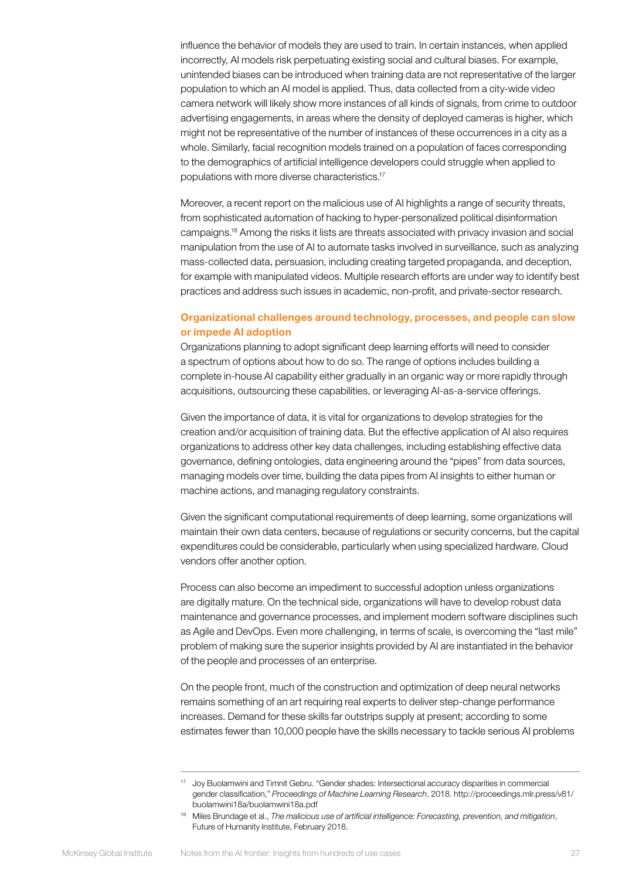influence the behavior of models they are used to train. In certain instances, when applied incorrectly, AI models risk perpetuating existing social and cultural biases. For example, unintended biases can be introduced when training data are not representative of the larger population to which an AI model is applied. Thus, data collected from a city-wide video camera network will likely show more instances of all kinds of signals, from crime to outdoor advertising engagements, in areas where the density of deployed cameras is higher, which might not be representative of the number of instances of these occurrences in a city as a whole. Similarly, facial recognition models trained on a population of faces corresponding to the demographics of artificial intelligence developers could struggle when applied to populations with more diverse characteristics.[17]

Moreover, a recent report on the malicious use of AI highlights a range of security threats, from sophisticated automation of hacking to hyper-personalized political disinformation campaigns.[18] Among the risks it lists are threats associated with privacy invasion and social manipulation from the use of AI to automate tasks involved in surveillance, such as analyzing mass-collected data, persuasion, including creating targeted propaganda, and deception, for example with manipulated videos. Multiple research efforts are under way to identify best practices and address such issues in academic, non-profit, and private-sector research.

### Organizational challenges around technology, processes, and people can slow or impede AI adoption

Organizations planning to adopt significant deep learning efforts will need to consider a spectrum of options about how to do so. The range of options includes building a complete in-house AI capability either gradually in an organic way or more rapidly through acquisitions, outsourcing these capabilities, or leveraging AI-as-a-service offerings.

Given the importance of data, it is vital for organizations to develop strategies for the creation and/or acquisition of training data. But the effective application of AI also requires organizations to address other key data challenges, including establishing effective data governance, defining ontologies, data engineering around the "pipes" from data sources, managing models over time, building the data pipes from AI insights to either human or machine actions, and managing regulatory constraints.

Given the significant computational requirements of deep learning, some organizations will maintain their own data centers, because of regulations or security concerns, but the capital expenditures could be considerable, particularly when using specialized hardware. Cloud vendors offer another option.

Process can also become an impediment to successful adoption unless organizations are digitally mature. On the technical side, organizations will have to develop robust data maintenance and governance processes, and implement modern software disciplines such as Agile and DevOps. Even more challenging, in terms of scale, is overcoming the "last mile" problem of making sure the superior insights provided by AI are instantiated in the behavior of the people and processes of an enterprise.

On the people front, much of the construction and optimization of deep neural networks remains something of an art requiring real experts to deliver step-change performance increases. Demand for these skills far outstrips supply at present; according to some estimates fewer than 10,000 people have the skills necessary to tackle serious AI problems

---

[17] Joy Buolamwini and Timnit Gebru. "Gender shades: Intersectional accuracy disparities in commercial gender classification," *Proceedings of Machine Learning Research*, 2018. http://proceedings.mlr.press/v81/buolamwini18a/buolamwini18a.pdf

[18] Miles Brundage et al., *The malicious use of artificial intelligence: Forecasting, prevention, and mitigation*, Future of Humanity Institute, February 2018.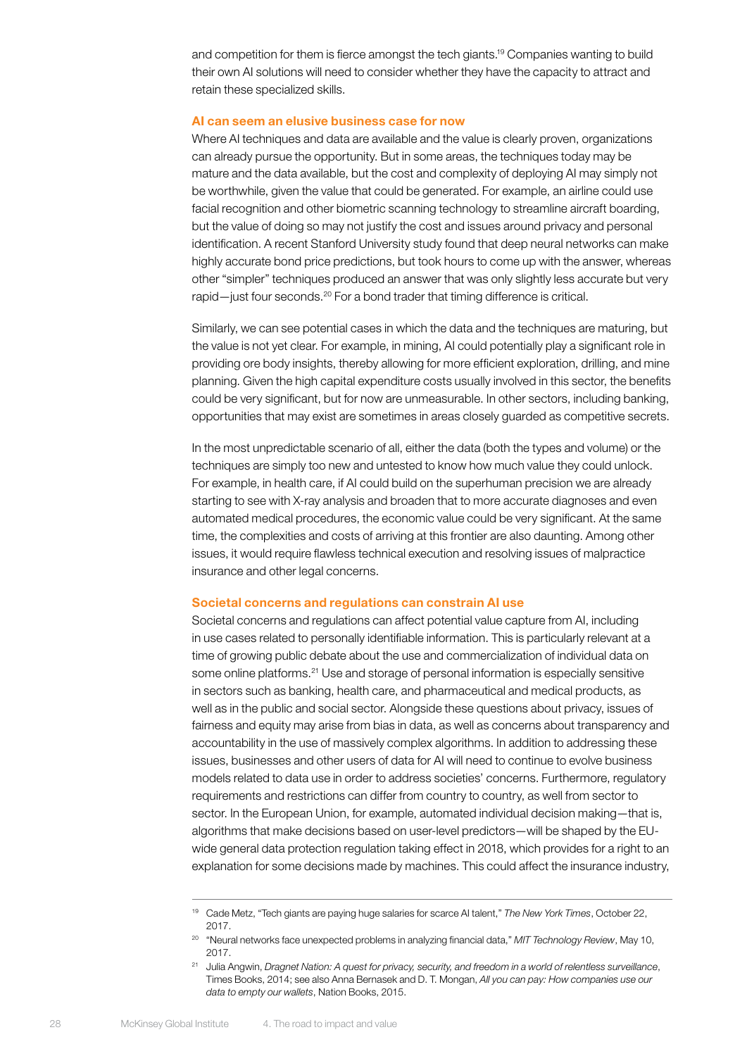and competition for them is fierce amongst the tech giants.[19] Companies wanting to build their own AI solutions will need to consider whether they have the capacity to attract and retain these specialized skills.

### AI can seem an elusive business case for now

Where AI techniques and data are available and the value is clearly proven, organizations can already pursue the opportunity. But in some areas, the techniques today may be mature and the data available, but the cost and complexity of deploying AI may simply not be worthwhile, given the value that could be generated. For example, an airline could use facial recognition and other biometric scanning technology to streamline aircraft boarding, but the value of doing so may not justify the cost and issues around privacy and personal identification. A recent Stanford University study found that deep neural networks can make highly accurate bond price predictions, but took hours to come up with the answer, whereas other "simpler" techniques produced an answer that was only slightly less accurate but very rapid—just four seconds.[20] For a bond trader that timing difference is critical.

Similarly, we can see potential cases in which the data and the techniques are maturing, but the value is not yet clear. For example, in mining, AI could potentially play a significant role in providing ore body insights, thereby allowing for more efficient exploration, drilling, and mine planning. Given the high capital expenditure costs usually involved in this sector, the benefits could be very significant, but for now are unmeasurable. In other sectors, including banking, opportunities that may exist are sometimes in areas closely guarded as competitive secrets.

In the most unpredictable scenario of all, either the data (both the types and volume) or the techniques are simply too new and untested to know how much value they could unlock. For example, in health care, if AI could build on the superhuman precision we are already starting to see with X-ray analysis and broaden that to more accurate diagnoses and even automated medical procedures, the economic value could be very significant. At the same time, the complexities and costs of arriving at this frontier are also daunting. Among other issues, it would require flawless technical execution and resolving issues of malpractice insurance and other legal concerns.

### Societal concerns and regulations can constrain AI use

Societal concerns and regulations can affect potential value capture from AI, including in use cases related to personally identifiable information. This is particularly relevant at a time of growing public debate about the use and commercialization of individual data on some online platforms.[21] Use and storage of personal information is especially sensitive in sectors such as banking, health care, and pharmaceutical and medical products, as well as in the public and social sector. Alongside these questions about privacy, issues of fairness and equity may arise from bias in data, as well as concerns about transparency and accountability in the use of massively complex algorithms. In addition to addressing these issues, businesses and other users of data for AI will need to continue to evolve business models related to data use in order to address societies' concerns. Furthermore, regulatory requirements and restrictions can differ from country to country, as well from sector to sector. In the European Union, for example, automated individual decision making—that is, algorithms that make decisions based on user-level predictors—will be shaped by the EU-wide general data protection regulation taking effect in 2018, which provides for a right to an explanation for some decisions made by machines. This could affect the insurance industry,

---

[19] Cade Metz, "Tech giants are paying huge salaries for scarce AI talent," *The New York Times*, October 22, 2017.

[20] "Neural networks face unexpected problems in analyzing financial data," *MIT Technology Review*, May 10, 2017.

[21] Julia Angwin, *Dragnet Nation: A quest for privacy, security, and freedom in a world of relentless surveillance*, Times Books, 2014; see also Anna Bernasek and D. T. Mongan, *All you can pay: How companies use our data to empty our wallets*, Nation Books, 2015.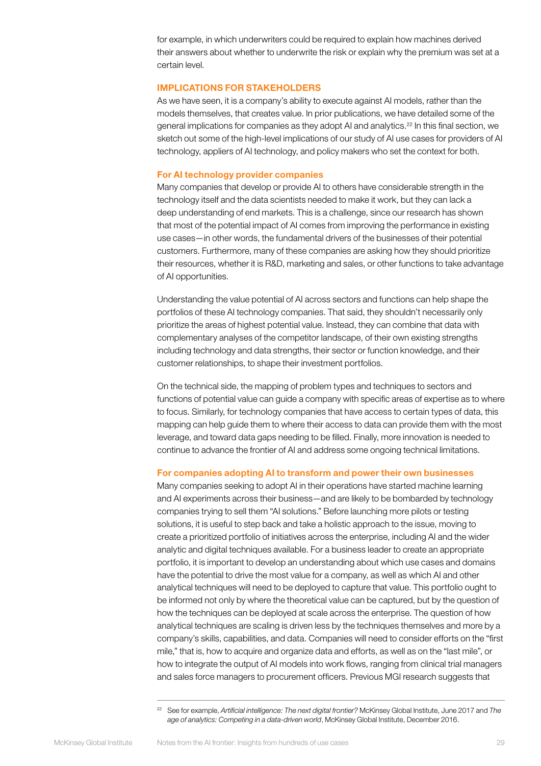for example, in which underwriters could be required to explain how machines derived their answers about whether to underwrite the risk or explain why the premium was set at a certain level.

## IMPLICATIONS FOR STAKEHOLDERS

As we have seen, it is a company's ability to execute against AI models, rather than the models themselves, that creates value. In prior publications, we have detailed some of the general implications for companies as they adopt AI and analytics.[22] In this final section, we sketch out some of the high-level implications of our study of AI use cases for providers of AI technology, appliers of AI technology, and policy makers who set the context for both.

### For AI technology provider companies

Many companies that develop or provide AI to others have considerable strength in the technology itself and the data scientists needed to make it work, but they can lack a deep understanding of end markets. This is a challenge, since our research has shown that most of the potential impact of AI comes from improving the performance in existing use cases—in other words, the fundamental drivers of the businesses of their potential customers. Furthermore, many of these companies are asking how they should prioritize their resources, whether it is R&D, marketing and sales, or other functions to take advantage of AI opportunities.

Understanding the value potential of AI across sectors and functions can help shape the portfolios of these AI technology companies. That said, they shouldn't necessarily only prioritize the areas of highest potential value. Instead, they can combine that data with complementary analyses of the competitor landscape, of their own existing strengths including technology and data strengths, their sector or function knowledge, and their customer relationships, to shape their investment portfolios.

On the technical side, the mapping of problem types and techniques to sectors and functions of potential value can guide a company with specific areas of expertise as to where to focus. Similarly, for technology companies that have access to certain types of data, this mapping can help guide them to where their access to data can provide them with the most leverage, and toward data gaps needing to be filled. Finally, more innovation is needed to continue to advance the frontier of AI and address some ongoing technical limitations.

### For companies adopting AI to transform and power their own businesses

Many companies seeking to adopt AI in their operations have started machine learning and AI experiments across their business—and are likely to be bombarded by technology companies trying to sell them "AI solutions." Before launching more pilots or testing solutions, it is useful to step back and take a holistic approach to the issue, moving to create a prioritized portfolio of initiatives across the enterprise, including AI and the wider analytic and digital techniques available. For a business leader to create an appropriate portfolio, it is important to develop an understanding about which use cases and domains have the potential to drive the most value for a company, as well as which AI and other analytical techniques will need to be deployed to capture that value. This portfolio ought to be informed not only by where the theoretical value can be captured, but by the question of how the techniques can be deployed at scale across the enterprise. The question of how analytical techniques are scaling is driven less by the techniques themselves and more by a company's skills, capabilities, and data. Companies will need to consider efforts on the "first mile," that is, how to acquire and organize data and efforts, as well as on the "last mile", or how to integrate the output of AI models into work flows, ranging from clinical trial managers and sales force managers to procurement officers. Previous MGI research suggests that

[22] See for example, *Artificial intelligence: The next digital frontier?* McKinsey Global Institute, June 2017 and *The age of analytics: Competing in a data-driven world*, McKinsey Global Institute, December 2016.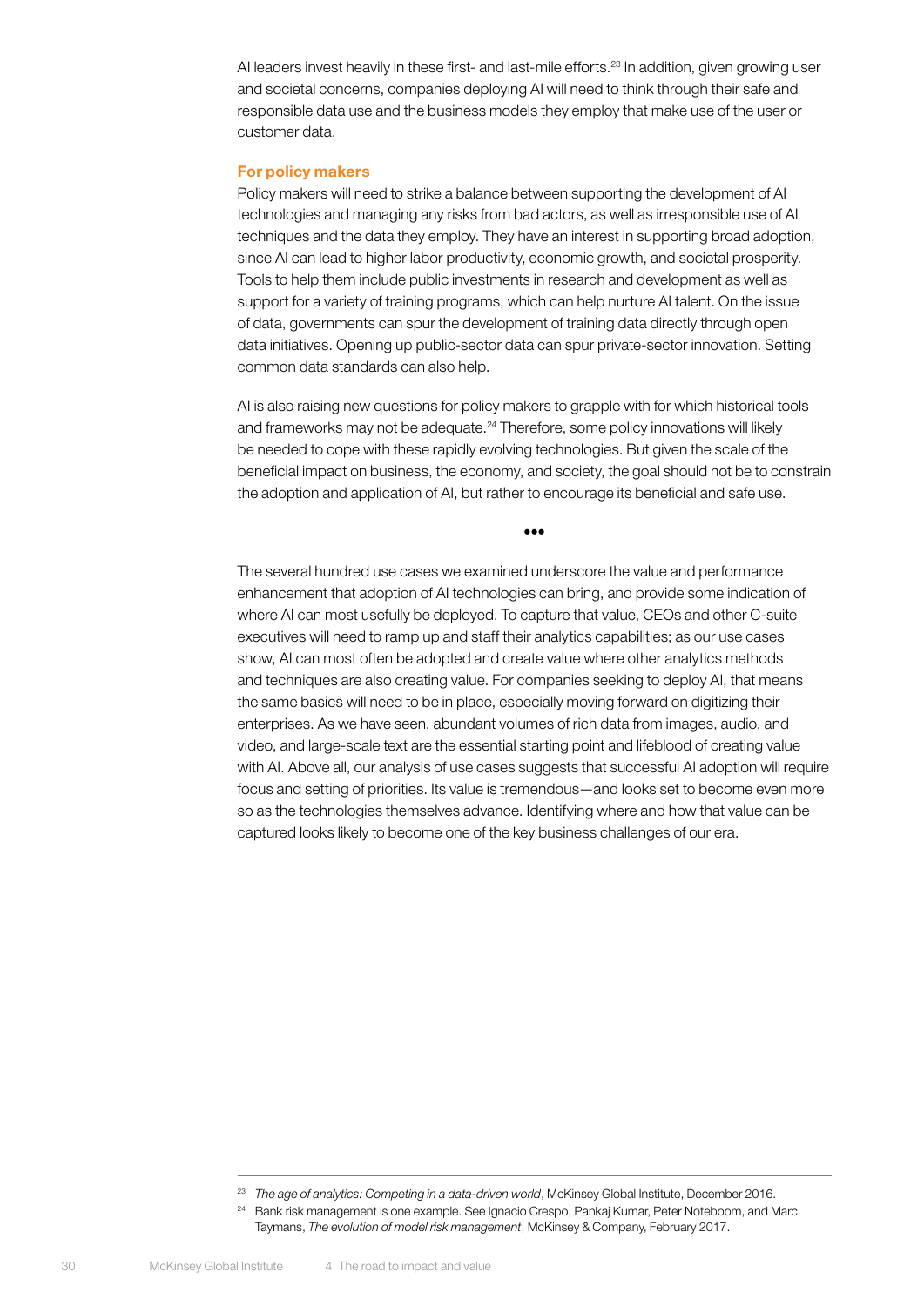AI leaders invest heavily in these first- and last-mile efforts.[23] In addition, given growing user and societal concerns, companies deploying AI will need to think through their safe and responsible data use and the business models they employ that make use of the user or customer data.

### For policy makers

Policy makers will need to strike a balance between supporting the development of AI technologies and managing any risks from bad actors, as well as irresponsible use of AI techniques and the data they employ. They have an interest in supporting broad adoption, since AI can lead to higher labor productivity, economic growth, and societal prosperity. Tools to help them include public investments in research and development as well as support for a variety of training programs, which can help nurture AI talent. On the issue of data, governments can spur the development of training data directly through open data initiatives. Opening up public-sector data can spur private-sector innovation. Setting common data standards can also help.

AI is also raising new questions for policy makers to grapple with for which historical tools and frameworks may not be adequate.[24] Therefore, some policy innovations will likely be needed to cope with these rapidly evolving technologies. But given the scale of the beneficial impact on business, the economy, and society, the goal should not be to constrain the adoption and application of AI, but rather to encourage its beneficial and safe use.

•••

The several hundred use cases we examined underscore the value and performance enhancement that adoption of AI technologies can bring, and provide some indication of where AI can most usefully be deployed. To capture that value, CEOs and other C-suite executives will need to ramp up and staff their analytics capabilities; as our use cases show, AI can most often be adopted and create value where other analytics methods and techniques are also creating value. For companies seeking to deploy AI, that means the same basics will need to be in place, especially moving forward on digitizing their enterprises. As we have seen, abundant volumes of rich data from images, audio, and video, and large-scale text are the essential starting point and lifeblood of creating value with AI. Above all, our analysis of use cases suggests that successful AI adoption will require focus and setting of priorities. Its value is tremendous—and looks set to become even more so as the technologies themselves advance. Identifying where and how that value can be captured looks likely to become one of the key business challenges of our era.

---

[23] *The age of analytics: Competing in a data-driven world*, McKinsey Global Institute, December 2016.

[24] Bank risk management is one example. See Ignacio Crespo, Pankaj Kumar, Peter Noteboom, and Marc Taymans, *The evolution of model risk management*, McKinsey & Company, February 2017.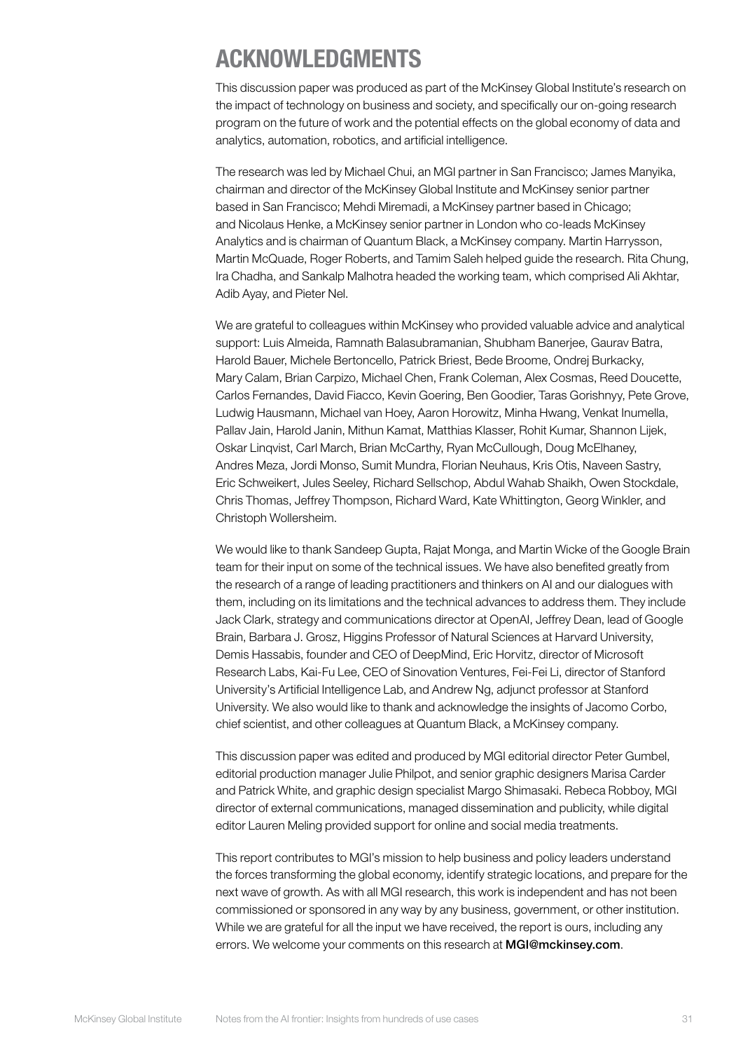# ACKNOWLEDGMENTS

This discussion paper was produced as part of the McKinsey Global Institute's research on the impact of technology on business and society, and specifically our on-going research program on the future of work and the potential effects on the global economy of data and analytics, automation, robotics, and artificial intelligence.

The research was led by Michael Chui, an MGI partner in San Francisco; James Manyika, chairman and director of the McKinsey Global Institute and McKinsey senior partner based in San Francisco; Mehdi Miremadi, a McKinsey partner based in Chicago; and Nicolaus Henke, a McKinsey senior partner in London who co-leads McKinsey Analytics and is chairman of Quantum Black, a McKinsey company. Martin Harrysson, Martin McQuade, Roger Roberts, and Tamim Saleh helped guide the research. Rita Chung, Ira Chadha, and Sankalp Malhotra headed the working team, which comprised Ali Akhtar, Adib Ayay, and Pieter Nel.

We are grateful to colleagues within McKinsey who provided valuable advice and analytical support: Luis Almeida, Ramnath Balasubramanian, Shubham Banerjee, Gaurav Batra, Harold Bauer, Michele Bertoncello, Patrick Briest, Bede Broome, Ondrej Burkacky, Mary Calam, Brian Carpizo, Michael Chen, Frank Coleman, Alex Cosmas, Reed Doucette, Carlos Fernandes, David Fiacco, Kevin Goering, Ben Goodier, Taras Gorishnyy, Pete Grove, Ludwig Hausmann, Michael van Hoey, Aaron Horowitz, Minha Hwang, Venkat Inumella, Pallav Jain, Harold Janin, Mithun Kamat, Matthias Klasser, Rohit Kumar, Shannon Lijek, Oskar Linqvist, Carl March, Brian McCarthy, Ryan McCullough, Doug McElhaney, Andres Meza, Jordi Monso, Sumit Mundra, Florian Neuhaus, Kris Otis, Naveen Sastry, Eric Schweikert, Jules Seeley, Richard Sellschop, Abdul Wahab Shaikh, Owen Stockdale, Chris Thomas, Jeffrey Thompson, Richard Ward, Kate Whittington, Georg Winkler, and Christoph Wollersheim.

We would like to thank Sandeep Gupta, Rajat Monga, and Martin Wicke of the Google Brain team for their input on some of the technical issues. We have also benefited greatly from the research of a range of leading practitioners and thinkers on AI and our dialogues with them, including on its limitations and the technical advances to address them. They include Jack Clark, strategy and communications director at OpenAI, Jeffrey Dean, lead of Google Brain, Barbara J. Grosz, Higgins Professor of Natural Sciences at Harvard University, Demis Hassabis, founder and CEO of DeepMind, Eric Horvitz, director of Microsoft Research Labs, Kai-Fu Lee, CEO of Sinovation Ventures, Fei-Fei Li, director of Stanford University's Artificial Intelligence Lab, and Andrew Ng, adjunct professor at Stanford University. We also would like to thank and acknowledge the insights of Jacomo Corbo, chief scientist, and other colleagues at Quantum Black, a McKinsey company.

This discussion paper was edited and produced by MGI editorial director Peter Gumbel, editorial production manager Julie Philpot, and senior graphic designers Marisa Carder and Patrick White, and graphic design specialist Margo Shimasaki. Rebeca Robboy, MGI director of external communications, managed dissemination and publicity, while digital editor Lauren Meling provided support for online and social media treatments.

This report contributes to MGI's mission to help business and policy leaders understand the forces transforming the global economy, identify strategic locations, and prepare for the next wave of growth. As with all MGI research, this work is independent and has not been commissioned or sponsored in any way by any business, government, or other institution. While we are grateful for all the input we have received, the report is ours, including any errors. We welcome your comments on this research at **MGI@mckinsey.com**.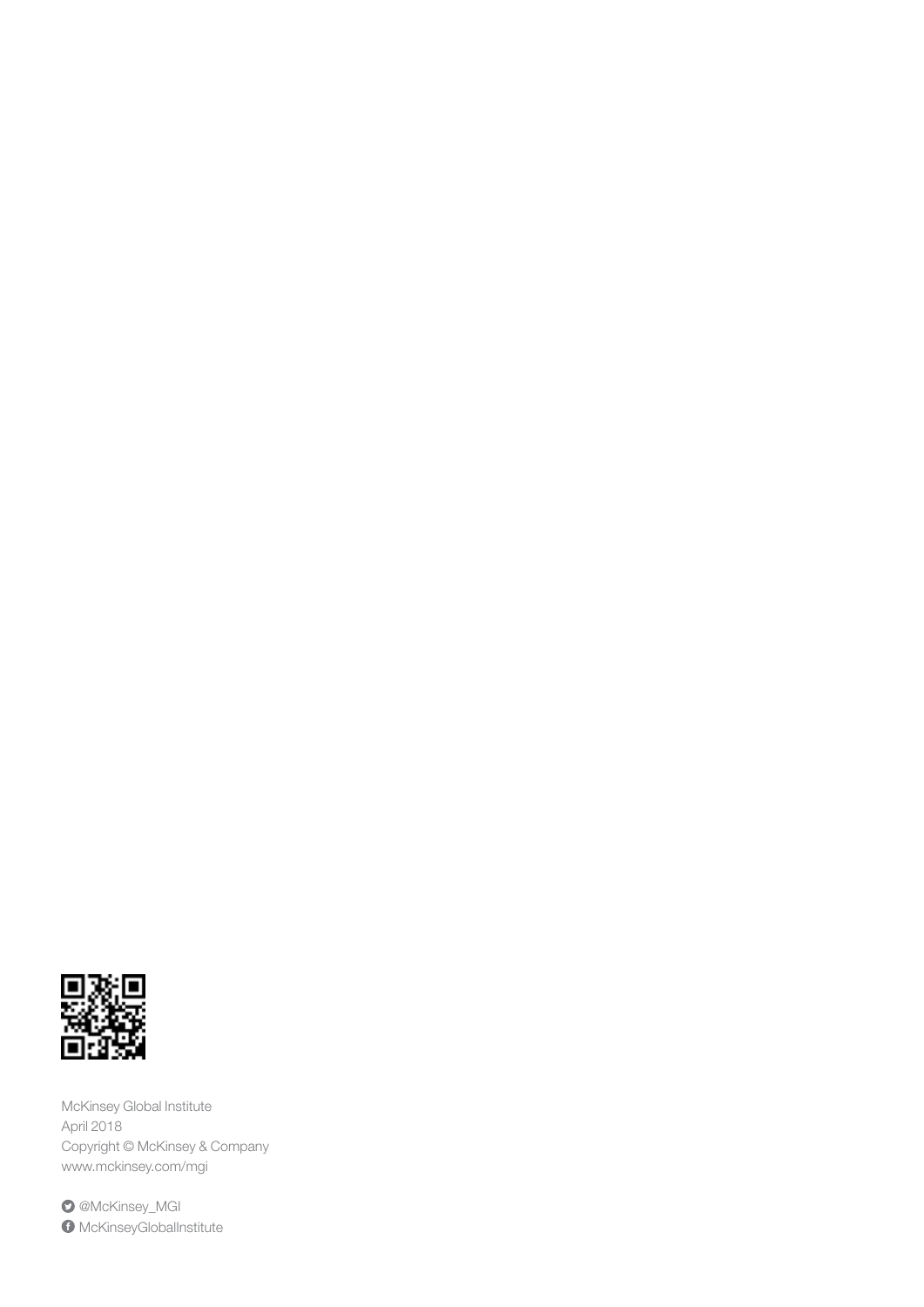McKinsey Global Institute
April 2018
Copyright © McKinsey & Company
www.mckinsey.com/mgi

@McKinsey_MGI
McKinseyGlobalInstitute